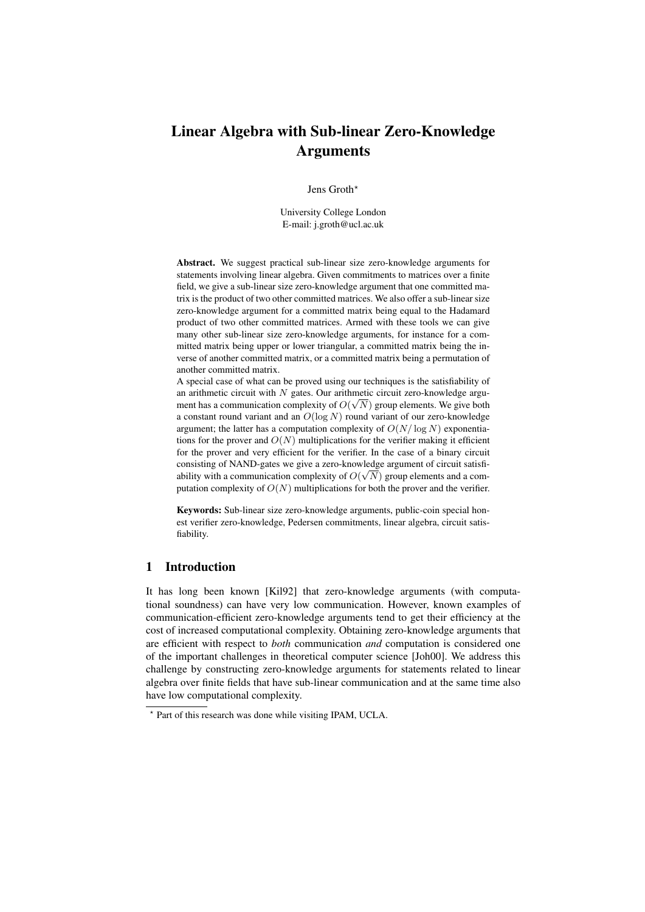# Linear Algebra with Sub-linear Zero-Knowledge Arguments

Jens Groth*

University College London
E-mail: j.groth@ucl.ac.uk

**Abstract.** We suggest practical sub-linear size zero-knowledge arguments for statements involving linear algebra. Given commitments to matrices over a finite field, we give a sub-linear size zero-knowledge argument that one committed matrix is the product of two other committed matrices. We also offer a sub-linear size zero-knowledge argument for a committed matrix being equal to the Hadamard product of two other committed matrices. Armed with these tools we can give many other sub-linear size zero-knowledge arguments, for instance for a committed matrix being upper or lower triangular, a committed matrix being the inverse of another committed matrix, or a committed matrix being a permutation of another committed matrix.

A special case of what can be proved using our techniques is the satisfiability of an arithmetic circuit with $N$ gates. Our arithmetic circuit zero-knowledge argument has a communication complexity of $O(\sqrt{N})$ group elements. We give both a constant round variant and an $O(\log N)$ round variant of our zero-knowledge argument; the latter has a computation complexity of $O(N/\log N)$ exponentiations for the prover and $O(N)$ multiplications for the verifier making it efficient for the prover and very efficient for the verifier. In the case of a binary circuit consisting of NAND-gates we give a zero-knowledge argument of circuit satisfiability with a communication complexity of $O(\sqrt{N})$ group elements and a computation complexity of $O(N)$ multiplications for both the prover and the verifier.

**Keywords:** Sub-linear size zero-knowledge arguments, public-coin special honest verifier zero-knowledge, Pedersen commitments, linear algebra, circuit satisfiability.

## 1 Introduction

It has long been known [Kil92] that zero-knowledge arguments (with computational soundness) can have very low communication. However, known examples of communication-efficient zero-knowledge arguments tend to get their efficiency at the cost of increased computational complexity. Obtaining zero-knowledge arguments that are efficient with respect to *both* communication *and* computation is considered one of the important challenges in theoretical computer science [Joh00]. We address this challenge by constructing zero-knowledge arguments for statements related to linear algebra over finite fields that have sub-linear communication and at the same time also have low computational complexity.

* Part of this research was done while visiting IPAM, UCLA.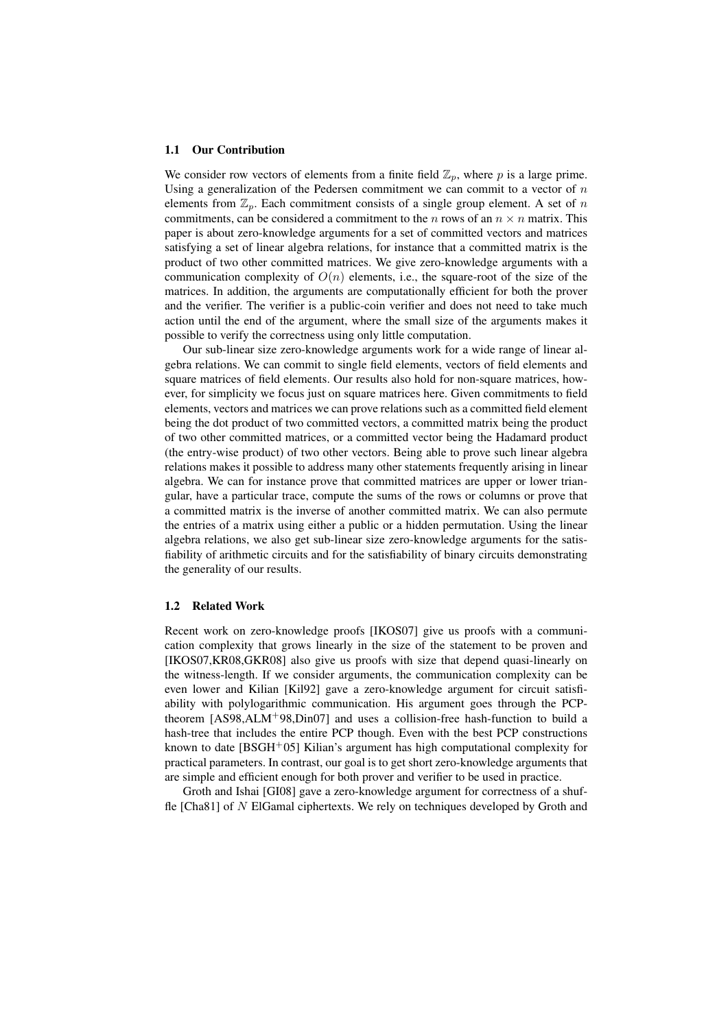### 1.1 Our Contribution

We consider row vectors of elements from a finite field $\mathbb{Z}_p$, where $p$ is a large prime. Using a generalization of the Pedersen commitment we can commit to a vector of $n$ elements from $\mathbb{Z}_p$. Each commitment consists of a single group element. A set of $n$ commitments, can be considered a commitment to the $n$ rows of an $n \times n$ matrix. This paper is about zero-knowledge arguments for a set of committed vectors and matrices satisfying a set of linear algebra relations, for instance that a committed matrix is the product of two other committed matrices. We give zero-knowledge arguments with a communication complexity of $O(n)$ elements, i.e., the square-root of the size of the matrices. In addition, the arguments are computationally efficient for both the prover and the verifier. The verifier is a public-coin verifier and does not need to take much action until the end of the argument, where the small size of the arguments makes it possible to verify the correctness using only little computation.

Our sub-linear size zero-knowledge arguments work for a wide range of linear algebra relations. We can commit to single field elements, vectors of field elements and square matrices of field elements. Our results also hold for non-square matrices, however, for simplicity we focus just on square matrices here. Given commitments to field elements, vectors and matrices we can prove relations such as a committed field element being the dot product of two committed vectors, a committed matrix being the product of two other committed matrices, or a committed vector being the Hadamard product (the entry-wise product) of two other vectors. Being able to prove such linear algebra relations makes it possible to address many other statements frequently arising in linear algebra. We can for instance prove that committed matrices are upper or lower triangular, have a particular trace, compute the sums of the rows or columns or prove that a committed matrix is the inverse of another committed matrix. We can also permute the entries of a matrix using either a public or a hidden permutation. Using the linear algebra relations, we also get sub-linear size zero-knowledge arguments for the satisfiability of arithmetic circuits and for the satisfiability of binary circuits demonstrating the generality of our results.

### 1.2 Related Work

Recent work on zero-knowledge proofs [IKOS07] give us proofs with a communication complexity that grows linearly in the size of the statement to be proven and [IKOS07,KR08,GKR08] also give us proofs with size that depend quasi-linearly on the witness-length. If we consider arguments, the communication complexity can be even lower and Kilian [Kil92] gave a zero-knowledge argument for circuit satisfiability with polylogarithmic communication. His argument goes through the PCP-theorem [AS98,ALM+98,Din07] and uses a collision-free hash-function to build a hash-tree that includes the entire PCP though. Even with the best PCP constructions known to date [BSGH+05] Kilian's argument has high computational complexity for practical parameters. In contrast, our goal is to get short zero-knowledge arguments that are simple and efficient enough for both prover and verifier to be used in practice.

Groth and Ishai [GI08] gave a zero-knowledge argument for correctness of a shuffle [Cha81] of $N$ ElGamal ciphertexts. We rely on techniques developed by Groth and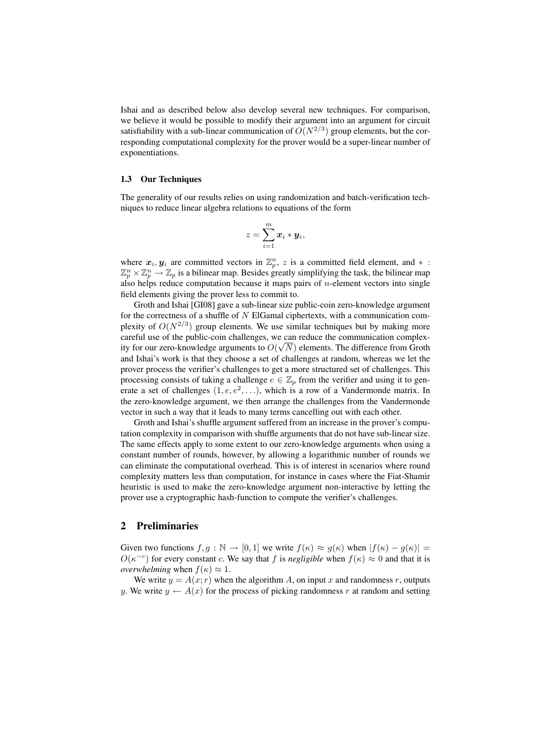Ishai and as described below also develop several new techniques. For comparison, we believe it would be possible to modify their argument into an argument for circuit satisfiability with a sub-linear communication of $O(N^{2/3})$ group elements, but the corresponding computational complexity for the prover would be a super-linear number of exponentiations.

### 1.3 Our Techniques

The generality of our results relies on using randomization and batch-verification techniques to reduce linear algebra relations to equations of the form

$$z = \sum_{i=1}^{m} \boldsymbol{x}_i * \boldsymbol{y}_i,$$

where $\boldsymbol{x}_i, \boldsymbol{y}_i$ are committed vectors in $\mathbb{Z}_p^n$, $z$ is a committed field element, and $* : \mathbb{Z}_p^n \times \mathbb{Z}_p^n \to \mathbb{Z}_p$ is a bilinear map. Besides greatly simplifying the task, the bilinear map also helps reduce computation because it maps pairs of $n$-element vectors into single field elements giving the prover less to commit to.

Groth and Ishai [GI08] gave a sub-linear size public-coin zero-knowledge argument for the correctness of a shuffle of $N$ ElGamal ciphertexts, with a communication complexity of $O(N^{2/3})$ group elements. We use similar techniques but by making more careful use of the public-coin challenges, we can reduce the communication complexity for our zero-knowledge arguments to $O(\sqrt{N})$ elements. The difference from Groth and Ishai's work is that they choose a set of challenges at random, whereas we let the prover process the verifier's challenges to get a more structured set of challenges. This processing consists of taking a challenge $e \in \mathbb{Z}_p$ from the verifier and using it to generate a set of challenges $(1, e, e^2, \ldots)$, which is a row of a Vandermonde matrix. In the zero-knowledge argument, we then arrange the challenges from the Vandermonde vector in such a way that it leads to many terms cancelling out with each other.

Groth and Ishai's shuffle argument suffered from an increase in the prover's computation complexity in comparison with shuffle arguments that do not have sub-linear size. The same effects apply to some extent to our zero-knowledge arguments when using a constant number of rounds, however, by allowing a logarithmic number of rounds we can eliminate the computational overhead. This is of interest in scenarios where round complexity matters less than computation, for instance in cases where the Fiat-Shamir heuristic is used to make the zero-knowledge argument non-interactive by letting the prover use a cryptographic hash-function to compute the verifier's challenges.

## 2 Preliminaries

Given two functions $f, g : \mathbb{N} \to [0, 1]$ we write $f(\kappa) \approx g(\kappa)$ when $|f(\kappa) - g(\kappa)| = O(\kappa^{-c})$ for every constant $c$. We say that $f$ is *negligible* when $f(\kappa) \approx 0$ and that it is *overwhelming* when $f(\kappa) \approx 1$.

We write $y = A(x; r)$ when the algorithm $A$, on input $x$ and randomness $r$, outputs $y$. We write $y \leftarrow A(x)$ for the process of picking randomness $r$ at random and setting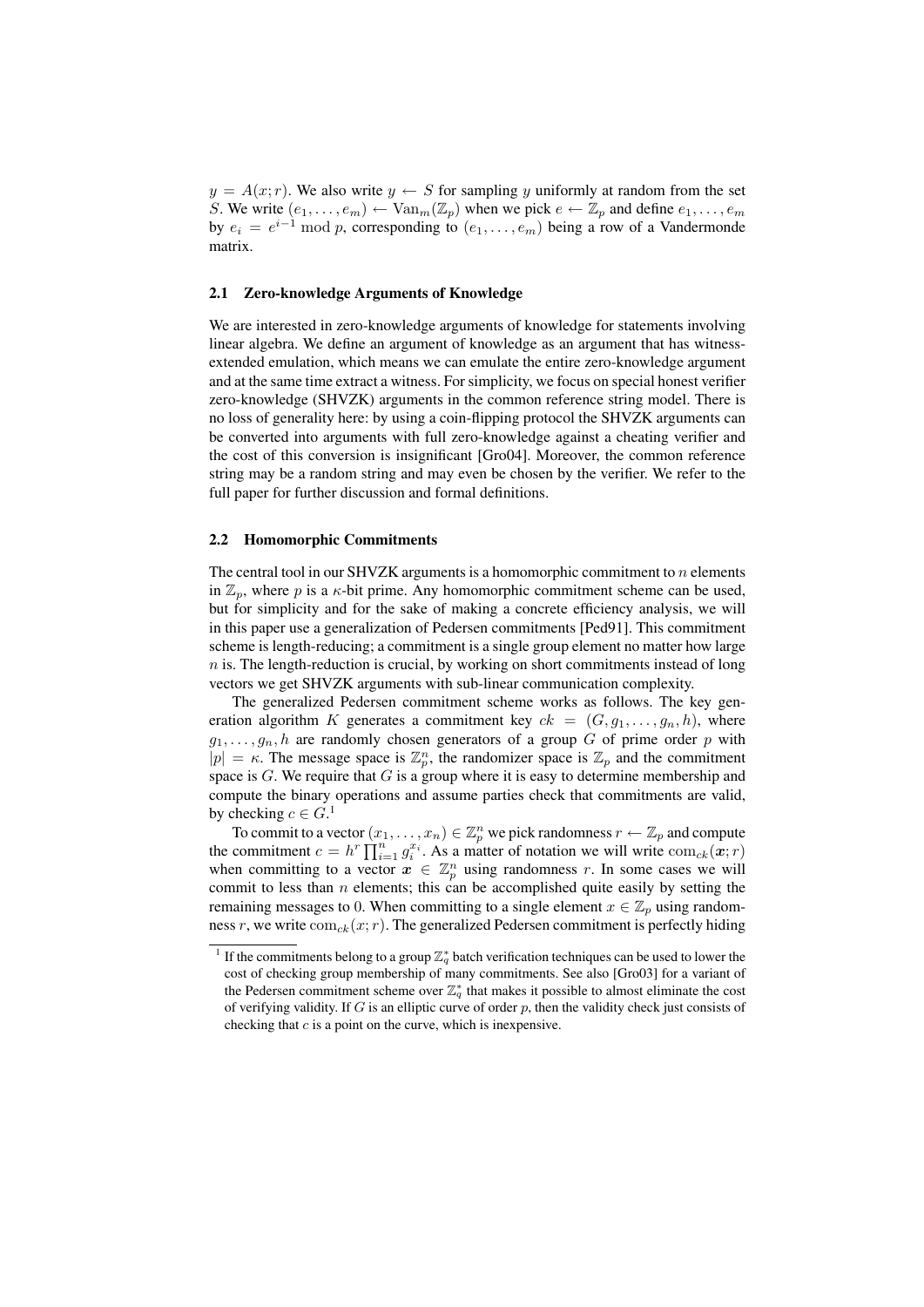$y = A(x; r)$. We also write $y \leftarrow S$ for sampling $y$ uniformly at random from the set $S$. We write $(e_1, \ldots, e_m) \leftarrow \mathrm{Van}_m(\mathbb{Z}_p)$ when we pick $e \leftarrow \mathbb{Z}_p$ and define $e_1, \ldots, e_m$ by $e_i = e^{i-1} \bmod p$, corresponding to $(e_1, \ldots, e_m)$ being a row of a Vandermonde matrix.

### 2.1 Zero-knowledge Arguments of Knowledge

We are interested in zero-knowledge arguments of knowledge for statements involving linear algebra. We define an argument of knowledge as an argument that has witness-extended emulation, which means we can emulate the entire zero-knowledge argument and at the same time extract a witness. For simplicity, we focus on special honest verifier zero-knowledge (SHVZK) arguments in the common reference string model. There is no loss of generality here: by using a coin-flipping protocol the SHVZK arguments can be converted into arguments with full zero-knowledge against a cheating verifier and the cost of this conversion is insignificant [Gro04]. Moreover, the common reference string may be a random string and may even be chosen by the verifier. We refer to the full paper for further discussion and formal definitions.

### 2.2 Homomorphic Commitments

The central tool in our SHVZK arguments is a homomorphic commitment to $n$ elements in $\mathbb{Z}_p$, where $p$ is a $\kappa$-bit prime. Any homomorphic commitment scheme can be used, but for simplicity and for the sake of making a concrete efficiency analysis, we will in this paper use a generalization of Pedersen commitments [Ped91]. This commitment scheme is length-reducing; a commitment is a single group element no matter how large $n$ is. The length-reduction is crucial, by working on short commitments instead of long vectors we get SHVZK arguments with sub-linear communication complexity.

The generalized Pedersen commitment scheme works as follows. The key generation algorithm $K$ generates a commitment key $ck = (G, g_1, \ldots, g_n, h)$, where $g_1, \ldots, g_n, h$ are randomly chosen generators of a group $G$ of prime order $p$ with $|p| = \kappa$. The message space is $\mathbb{Z}_p^n$, the randomizer space is $\mathbb{Z}_p$ and the commitment space is $G$. We require that $G$ is a group where it is easy to determine membership and compute the binary operations and assume parties check that commitments are valid, by checking $c \in G$.[1]

To commit to a vector $(x_1, \ldots, x_n) \in \mathbb{Z}_p^n$ we pick randomness $r \leftarrow \mathbb{Z}_p$ and compute the commitment $c = h^r \prod_{i=1}^n g_i^{x_i}$. As a matter of notation we will write $\mathrm{com}_{ck}(\boldsymbol{x}; r)$ when committing to a vector $\boldsymbol{x} \in \mathbb{Z}_p^n$ using randomness $r$. In some cases we will commit to less than $n$ elements; this can be accomplished quite easily by setting the remaining messages to 0. When committing to a single element $x \in \mathbb{Z}_p$ using randomness $r$, we write $\mathrm{com}_{ck}(x; r)$. The generalized Pedersen commitment is perfectly hiding

[1] If the commitments belong to a group $\mathbb{Z}_q^*$ batch verification techniques can be used to lower the cost of checking group membership of many commitments. See also [Gro03] for a variant of the Pedersen commitment scheme over $\mathbb{Z}_q^*$ that makes it possible to almost eliminate the cost of verifying validity. If $G$ is an elliptic curve of order $p$, then the validity check just consists of checking that $c$ is a point on the curve, which is inexpensive.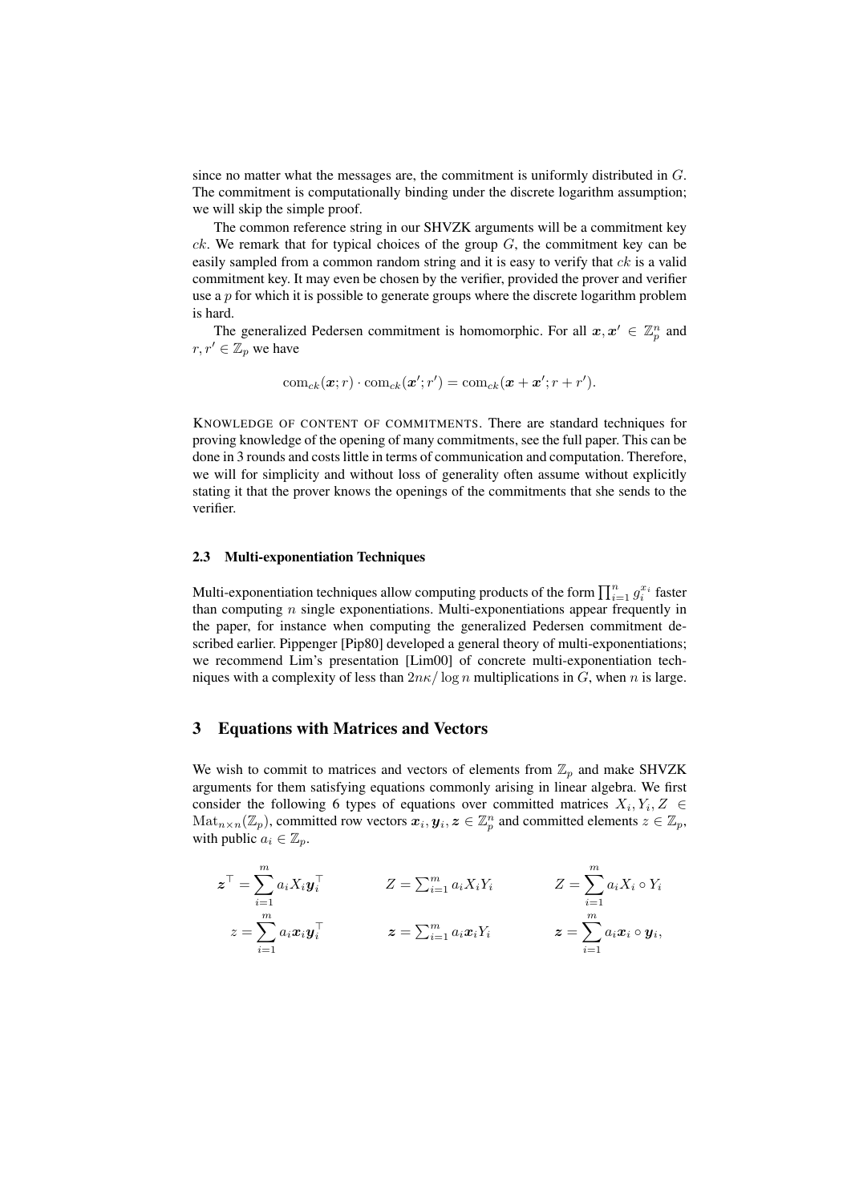since no matter what the messages are, the commitment is uniformly distributed in $G$. The commitment is computationally binding under the discrete logarithm assumption; we will skip the simple proof.

The common reference string in our SHVZK arguments will be a commitment key $ck$. We remark that for typical choices of the group $G$, the commitment key can be easily sampled from a common random string and it is easy to verify that $ck$ is a valid commitment key. It may even be chosen by the verifier, provided the prover and verifier use a $p$ for which it is possible to generate groups where the discrete logarithm problem is hard.

The generalized Pedersen commitment is homomorphic. For all $\boldsymbol{x}, \boldsymbol{x}' \in \mathbb{Z}_p^n$ and $r, r' \in \mathbb{Z}_p$ we have

$$\mathrm{com}_{ck}(\boldsymbol{x}; r) \cdot \mathrm{com}_{ck}(\boldsymbol{x}'; r') = \mathrm{com}_{ck}(\boldsymbol{x} + \boldsymbol{x}'; r + r').$$

KNOWLEDGE OF CONTENT OF COMMITMENTS. There are standard techniques for proving knowledge of the opening of many commitments, see the full paper. This can be done in 3 rounds and costs little in terms of communication and computation. Therefore, we will for simplicity and without loss of generality often assume without explicitly stating it that the prover knows the openings of the commitments that she sends to the verifier.

### 2.3 Multi-exponentiation Techniques

Multi-exponentiation techniques allow computing products of the form $\prod_{i=1}^n g_i^{x_i}$ faster than computing $n$ single exponentiations. Multi-exponentiations appear frequently in the paper, for instance when computing the generalized Pedersen commitment described earlier. Pippenger [Pip80] developed a general theory of multi-exponentiations; we recommend Lim's presentation [Lim00] of concrete multi-exponentiation techniques with a complexity of less than $2n\kappa / \log n$ multiplications in $G$, when $n$ is large.

## 3 Equations with Matrices and Vectors

We wish to commit to matrices and vectors of elements from $\mathbb{Z}_p$ and make SHVZK arguments for them satisfying equations commonly arising in linear algebra. We first consider the following 6 types of equations over committed matrices $X_i, Y_i, Z \in \mathrm{Mat}_{n \times n}(\mathbb{Z}_p)$, committed row vectors $\boldsymbol{x}_i, \boldsymbol{y}_i, \boldsymbol{z} \in \mathbb{Z}_p^n$ and committed elements $z \in \mathbb{Z}_p$, with public $a_i \in \mathbb{Z}_p$.

$$\boldsymbol{z}^\top = \sum_{i=1}^m a_i X_i \boldsymbol{y}_i^\top \qquad Z = \sum_{i=1}^m a_i X_i Y_i \qquad Z = \sum_{i=1}^m a_i X_i \circ Y_i$$

$$z = \sum_{i=1}^m a_i \boldsymbol{x}_i \boldsymbol{y}_i^\top \qquad \boldsymbol{z} = \sum_{i=1}^m a_i \boldsymbol{x}_i Y_i \qquad \boldsymbol{z} = \sum_{i=1}^m a_i \boldsymbol{x}_i \circ \boldsymbol{y}_i,$$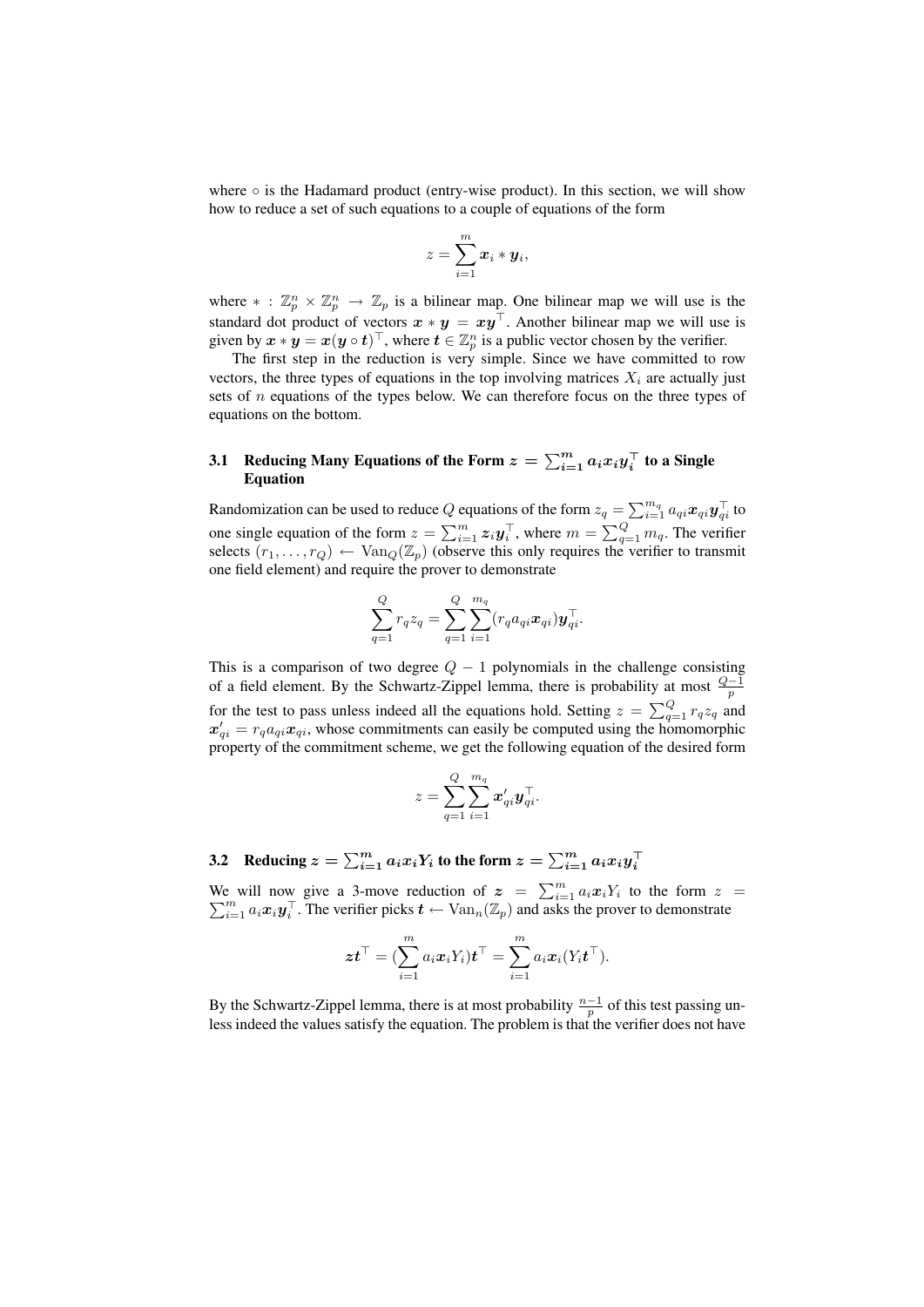where $\circ$ is the Hadamard product (entry-wise product). In this section, we will show how to reduce a set of such equations to a couple of equations of the form

$$z = \sum_{i=1}^{m} \boldsymbol{x}_i * \boldsymbol{y}_i,$$

where $* : \mathbb{Z}_p^n \times \mathbb{Z}_p^n \to \mathbb{Z}_p$ is a bilinear map. One bilinear map we will use is the standard dot product of vectors $\boldsymbol{x} * \boldsymbol{y} = \boldsymbol{x}\boldsymbol{y}^\top$. Another bilinear map we will use is given by $\boldsymbol{x} * \boldsymbol{y} = \boldsymbol{x}(\boldsymbol{y} \circ \boldsymbol{t})^\top$, where $\boldsymbol{t} \in \mathbb{Z}_p^n$ is a public vector chosen by the verifier.

The first step in the reduction is very simple. Since we have committed to row vectors, the three types of equations in the top involving matrices $X_i$ are actually just sets of $n$ equations of the types below. We can therefore focus on the three types of equations on the bottom.

### 3.1 Reducing Many Equations of the Form $z = \sum_{i=1}^{m} a_i \boldsymbol{x}_i \boldsymbol{y}_i^\top$ to a Single Equation

Randomization can be used to reduce $Q$ equations of the form $z_q = \sum_{i=1}^{m_q} a_{qi} \boldsymbol{x}_{qi} \boldsymbol{y}_{qi}^\top$ to one single equation of the form $z = \sum_{i=1}^{m} \boldsymbol{z}_i \boldsymbol{y}_i^\top$, where $m = \sum_{q=1}^{Q} m_q$. The verifier selects $(r_1, \ldots, r_Q) \leftarrow \mathrm{Van}_Q(\mathbb{Z}_p)$ (observe this only requires the verifier to transmit one field element) and require the prover to demonstrate

$$\sum_{q=1}^{Q} r_q z_q = \sum_{q=1}^{Q} \sum_{i=1}^{m_q} (r_q a_{qi} \boldsymbol{x}_{qi}) \boldsymbol{y}_{qi}^\top.$$

This is a comparison of two degree $Q-1$ polynomials in the challenge consisting of a field element. By the Schwartz-Zippel lemma, there is probability at most $\frac{Q-1}{p}$ for the test to pass unless indeed all the equations hold. Setting $z = \sum_{q=1}^{Q} r_q z_q$ and $\boldsymbol{x}'_{qi} = r_q a_{qi} \boldsymbol{x}_{qi}$, whose commitments can easily be computed using the homomorphic property of the commitment scheme, we get the following equation of the desired form

$$z = \sum_{q=1}^{Q} \sum_{i=1}^{m_q} \boldsymbol{x}'_{qi} \boldsymbol{y}_{qi}^\top.$$

### 3.2 Reducing $z = \sum_{i=1}^{m} a_i \boldsymbol{x}_i Y_i$ to the form $z = \sum_{i=1}^{m} a_i \boldsymbol{x}_i \boldsymbol{y}_i^\top$

We will now give a 3-move reduction of $\boldsymbol{z} = \sum_{i=1}^{m} a_i \boldsymbol{x}_i Y_i$ to the form $z = \sum_{i=1}^{m} a_i \boldsymbol{x}_i \boldsymbol{y}_i^\top$. The verifier picks $\boldsymbol{t} \leftarrow \mathrm{Van}_n(\mathbb{Z}_p)$ and asks the prover to demonstrate

$$\boldsymbol{z}\boldsymbol{t}^\top = (\sum_{i=1}^{m} a_i \boldsymbol{x}_i Y_i)\boldsymbol{t}^\top = \sum_{i=1}^{m} a_i \boldsymbol{x}_i (Y_i \boldsymbol{t}^\top).$$

By the Schwartz-Zippel lemma, there is at most probability $\frac{n-1}{p}$ of this test passing unless indeed the values satisfy the equation. The problem is that the verifier does not have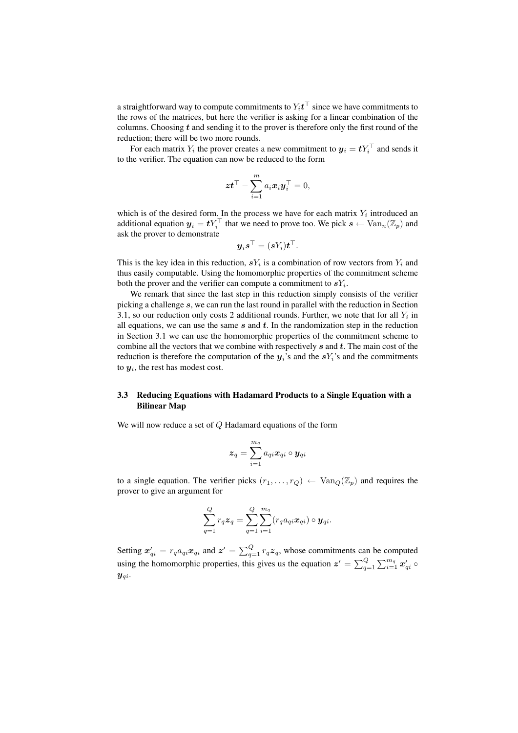a straightforward way to compute commitments to $Y_i \boldsymbol{t}^\top$ since we have commitments to the rows of the matrices, but here the verifier is asking for a linear combination of the columns. Choosing $\boldsymbol{t}$ and sending it to the prover is therefore only the first round of the reduction; there will be two more rounds.

For each matrix $Y_i$ the prover creates a new commitment to $\boldsymbol{y}_i = \boldsymbol{t} Y_i^\top$ and sends it to the verifier. The equation can now be reduced to the form

$$\boldsymbol{z}\boldsymbol{t}^\top - \sum_{i=1}^{m} a_i \boldsymbol{x}_i \boldsymbol{y}_i^\top = 0,$$

which is of the desired form. In the process we have for each matrix $Y_i$ introduced an additional equation $\boldsymbol{y}_i = \boldsymbol{t} Y_i^\top$ that we need to prove too. We pick $\boldsymbol{s} \leftarrow \mathrm{Van}_n(\mathbb{Z}_p)$ and ask the prover to demonstrate

$$\boldsymbol{y}_i \boldsymbol{s}^\top = (\boldsymbol{s} Y_i) \boldsymbol{t}^\top.$$

This is the key idea in this reduction, $\boldsymbol{s} Y_i$ is a combination of row vectors from $Y_i$ and thus easily computable. Using the homomorphic properties of the commitment scheme both the prover and the verifier can compute a commitment to $\boldsymbol{s} Y_i$.

We remark that since the last step in this reduction simply consists of the verifier picking a challenge $\boldsymbol{s}$, we can run the last round in parallel with the reduction in Section 3.1, so our reduction only costs 2 additional rounds. Further, we note that for all $Y_i$ in all equations, we can use the same $\boldsymbol{s}$ and $\boldsymbol{t}$. In the randomization step in the reduction in Section 3.1 we can use the homomorphic properties of the commitment scheme to combine all the vectors that we combine with respectively $\boldsymbol{s}$ and $\boldsymbol{t}$. The main cost of the reduction is therefore the computation of the $\boldsymbol{y}_i$'s and the $\boldsymbol{s} Y_i$'s and the commitments to $\boldsymbol{y}_i$, the rest has modest cost.

### 3.3 Reducing Equations with Hadamard Products to a Single Equation with a Bilinear Map

We will now reduce a set of $Q$ Hadamard equations of the form

$$\boldsymbol{z}_q = \sum_{i=1}^{m_q} a_{qi} \boldsymbol{x}_{qi} \circ \boldsymbol{y}_{qi}$$

to a single equation. The verifier picks $(r_1, \ldots, r_Q) \leftarrow \mathrm{Van}_Q(\mathbb{Z}_p)$ and requires the prover to give an argument for

$$\sum_{q=1}^{Q} r_q \boldsymbol{z}_q = \sum_{q=1}^{Q} \sum_{i=1}^{m_q} (r_q a_{qi} \boldsymbol{x}_{qi}) \circ \boldsymbol{y}_{qi}.$$

Setting $\boldsymbol{x}'_{qi} = r_q a_{qi} \boldsymbol{x}_{qi}$ and $\boldsymbol{z}' = \sum_{q=1}^{Q} r_q \boldsymbol{z}_q$, whose commitments can be computed using the homomorphic properties, this gives us the equation $\boldsymbol{z}' = \sum_{q=1}^{Q} \sum_{i=1}^{m_q} \boldsymbol{x}'_{qi} \circ \boldsymbol{y}_{qi}$.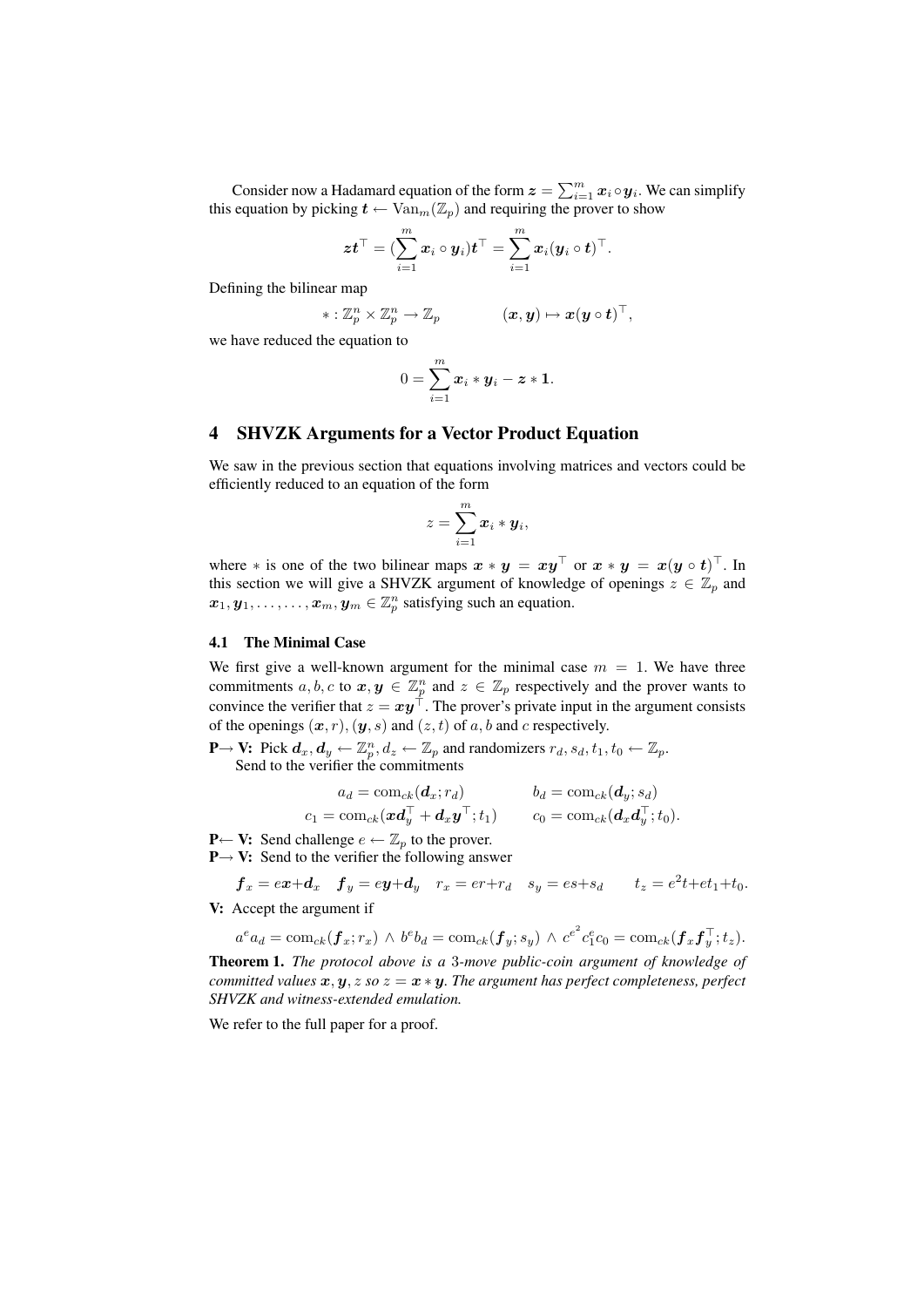Consider now a Hadamard equation of the form $\boldsymbol{z} = \sum_{i=1}^{m} \boldsymbol{x}_i \circ \boldsymbol{y}_i$. We can simplify this equation by picking $\boldsymbol{t} \leftarrow \mathrm{Van}_m(\mathbb{Z}_p)$ and requiring the prover to show

$$\boldsymbol{z}\boldsymbol{t}^\top = (\sum_{i=1}^{m} \boldsymbol{x}_i \circ \boldsymbol{y}_i)\boldsymbol{t}^\top = \sum_{i=1}^{m} \boldsymbol{x}_i(\boldsymbol{y}_i \circ \boldsymbol{t})^\top.$$

Defining the bilinear map

$$* : \mathbb{Z}_p^n \times \mathbb{Z}_p^n \to \mathbb{Z}_p \qquad (\boldsymbol{x}, \boldsymbol{y}) \mapsto \boldsymbol{x}(\boldsymbol{y} \circ \boldsymbol{t})^\top,$$

we have reduced the equation to

$$0 = \sum_{i=1}^{m} \boldsymbol{x}_i * \boldsymbol{y}_i - \boldsymbol{z} * \boldsymbol{1}.$$

## 4 SHVZK Arguments for a Vector Product Equation

We saw in the previous section that equations involving matrices and vectors could be efficiently reduced to an equation of the form

$$z = \sum_{i=1}^{m} \boldsymbol{x}_i * \boldsymbol{y}_i,$$

where $*$ is one of the two bilinear maps $\boldsymbol{x} * \boldsymbol{y} = \boldsymbol{x}\boldsymbol{y}^\top$ or $\boldsymbol{x} * \boldsymbol{y} = \boldsymbol{x}(\boldsymbol{y} \circ \boldsymbol{t})^\top$. In this section we will give a SHVZK argument of knowledge of openings $z \in \mathbb{Z}_p$ and $\boldsymbol{x}_1, \boldsymbol{y}_1, \ldots, \ldots, \boldsymbol{x}_m, \boldsymbol{y}_m \in \mathbb{Z}_p^n$ satisfying such an equation.

### 4.1 The Minimal Case

We first give a well-known argument for the minimal case $m = 1$. We have three commitments $a, b, c$ to $\boldsymbol{x}, \boldsymbol{y} \in \mathbb{Z}_p^n$ and $z \in \mathbb{Z}_p$ respectively and the prover wants to convince the verifier that $z = \boldsymbol{x}\boldsymbol{y}^\top$. The prover's private input in the argument consists of the openings $(\boldsymbol{x}, r), (\boldsymbol{y}, s)$ and $(z, t)$ of $a, b$ and $c$ respectively.

**P→ V:** Pick $\boldsymbol{d}_x, \boldsymbol{d}_y \leftarrow \mathbb{Z}_p^n, d_z \leftarrow \mathbb{Z}_p$ and randomizers $r_d, s_d, t_1, t_0 \leftarrow \mathbb{Z}_p$.
Send to the verifier the commitments

$$a_d = \mathrm{com}_{ck}(\boldsymbol{d}_x; r_d) \qquad b_d = \mathrm{com}_{ck}(\boldsymbol{d}_y; s_d)$$
$$c_1 = \mathrm{com}_{ck}(\boldsymbol{x}\boldsymbol{d}_y^\top + \boldsymbol{d}_x\boldsymbol{y}^\top; t_1) \qquad c_0 = \mathrm{com}_{ck}(\boldsymbol{d}_x\boldsymbol{d}_y^\top; t_0).$$

**P← V:** Send challenge $e \leftarrow \mathbb{Z}_p$ to the prover.

**P→ V:** Send to the verifier the following answer

$$\boldsymbol{f}_x = e\boldsymbol{x}+\boldsymbol{d}_x \quad \boldsymbol{f}_y = e\boldsymbol{y}+\boldsymbol{d}_y \quad r_x = er+r_d \quad s_y = es+s_d \qquad t_z = e^2t+et_1+t_0.$$

**V:** Accept the argument if

$$a^e a_d = \mathrm{com}_{ck}(\boldsymbol{f}_x; r_x) \wedge b^e b_d = \mathrm{com}_{ck}(\boldsymbol{f}_y; s_y) \wedge c^{e^2} c_1^e c_0 = \mathrm{com}_{ck}(\boldsymbol{f}_x\boldsymbol{f}_y^\top; t_z).$$

**Theorem 1.** *The protocol above is a 3-move public-coin argument of knowledge of committed values $\boldsymbol{x}, \boldsymbol{y}, z$ so $z = \boldsymbol{x} * \boldsymbol{y}$. The argument has perfect completeness, perfect SHVZK and witness-extended emulation.*

We refer to the full paper for a proof.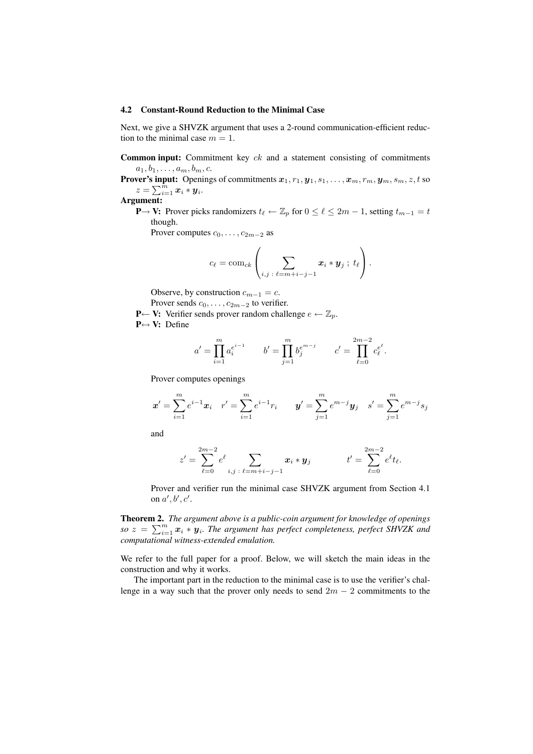### 4.2 Constant-Round Reduction to the Minimal Case

Next, we give a SHVZK argument that uses a 2-round communication-efficient reduction to the minimal case $m = 1$.

**Common input:** Commitment key $ck$ and a statement consisting of commitments $a_1, b_1, \ldots, a_m, b_m, c$.

**Prover's input:** Openings of commitments $\boldsymbol{x}_1, r_1, \boldsymbol{y}_1, s_1, \ldots, \boldsymbol{x}_m, r_m, \boldsymbol{y}_m, s_m, z, t$ so $z = \sum_{i=1}^{m} \boldsymbol{x}_i * \boldsymbol{y}_i$.

**Argument:**

**P→ V:** Prover picks randomizers $t_\ell \leftarrow \mathbb{Z}_p$ for $0 \leq \ell \leq 2m - 1$, setting $t_{m-1} = t$ though.

Prover computes $c_0, \ldots, c_{2m-2}$ as

$$c_\ell = \mathrm{com}_{ck}\left(\sum_{i,j\,:\,\ell=m+i-j-1} \boldsymbol{x}_i * \boldsymbol{y}_j\,;\, t_\ell\right).$$

Observe, by construction $c_{m-1} = c$.

Prover sends $c_0, \ldots, c_{2m-2}$ to verifier.

**P← V:** Verifier sends prover random challenge $e \leftarrow \mathbb{Z}_p$.

**P↔ V:** Define

$$a' = \prod_{i=1}^{m} a_i^{e^{i-1}} \qquad b' = \prod_{j=1}^{m} b_j^{e^{m-j}} \qquad c' = \prod_{\ell=0}^{2m-2} c_\ell^{e^\ell}.$$

Prover computes openings

$$\boldsymbol{x}' = \sum_{i=1}^{m} e^{i-1}\boldsymbol{x}_i \quad r' = \sum_{i=1}^{m} e^{i-1} r_i \qquad \boldsymbol{y}' = \sum_{j=1}^{m} e^{m-j}\boldsymbol{y}_j \quad s' = \sum_{j=1}^{m} e^{m-j} s_j$$

and

$$z' = \sum_{\ell=0}^{2m-2} e^\ell \sum_{i,j\,:\,\ell=m+i-j-1} \boldsymbol{x}_i * \boldsymbol{y}_j \qquad\qquad t' = \sum_{\ell=0}^{2m-2} e^\ell t_\ell.$$

Prover and verifier run the minimal case SHVZK argument from Section 4.1 on $a', b', c'$.

**Theorem 2.** *The argument above is a public-coin argument for knowledge of openings so $z = \sum_{i=1}^{m} \boldsymbol{x}_i * \boldsymbol{y}_i$. The argument has perfect completeness, perfect SHVZK and computational witness-extended emulation.*

We refer to the full paper for a proof. Below, we will sketch the main ideas in the construction and why it works.

The important part in the reduction to the minimal case is to use the verifier's challenge in a way such that the prover only needs to send $2m - 2$ commitments to the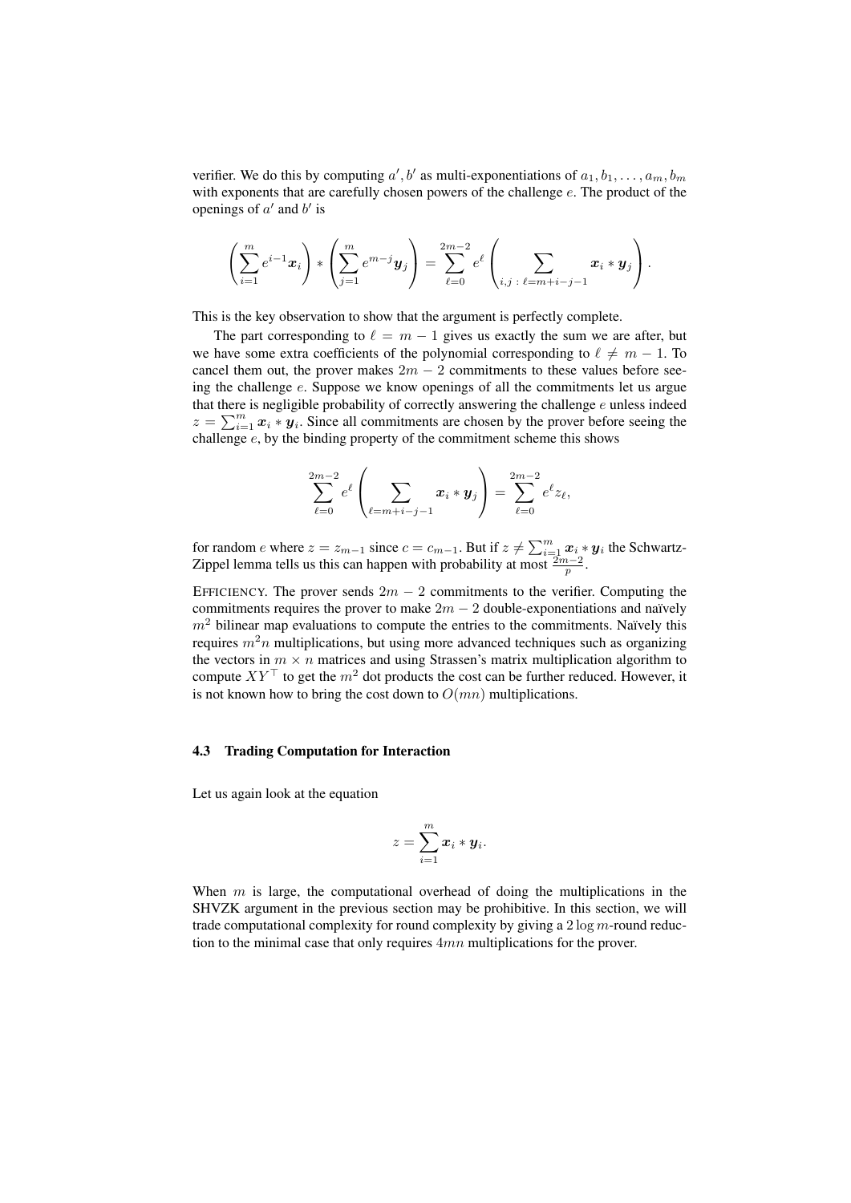verifier. We do this by computing $a', b'$ as multi-exponentiations of $a_1, b_1, \ldots, a_m, b_m$ with exponents that are carefully chosen powers of the challenge $e$. The product of the openings of $a'$ and $b'$ is

$$\left(\sum_{i=1}^{m} e^{i-1}\boldsymbol{x}_i\right) * \left(\sum_{j=1}^{m} e^{m-j}\boldsymbol{y}_j\right) = \sum_{\ell=0}^{2m-2} e^{\ell}\left(\sum_{i,j\,:\,\ell=m+i-j-1} \boldsymbol{x}_i * \boldsymbol{y}_j\right).$$

This is the key observation to show that the argument is perfectly complete.

The part corresponding to $\ell = m-1$ gives us exactly the sum we are after, but we have some extra coefficients of the polynomial corresponding to $\ell \neq m-1$. To cancel them out, the prover makes $2m-2$ commitments to these values before seeing the challenge $e$. Suppose we know openings of all the commitments let us argue that there is negligible probability of correctly answering the challenge $e$ unless indeed $z = \sum_{i=1}^{m} \boldsymbol{x}_i * \boldsymbol{y}_i$. Since all commitments are chosen by the prover before seeing the challenge $e$, by the binding property of the commitment scheme this shows

$$\sum_{\ell=0}^{2m-2} e^{\ell}\left(\sum_{\ell=m+i-j-1} \boldsymbol{x}_i * \boldsymbol{y}_j\right) = \sum_{\ell=0}^{2m-2} e^{\ell} z_{\ell},$$

for random $e$ where $z = z_{m-1}$ since $c = c_{m-1}$. But if $z \neq \sum_{i=1}^{m} \boldsymbol{x}_i * \boldsymbol{y}_i$ the Schwartz-Zippel lemma tells us this can happen with probability at most $\frac{2m-2}{p}$.

EFFICIENCY. The prover sends $2m-2$ commitments to the verifier. Computing the commitments requires the prover to make $2m-2$ double-exponentiations and naïvely $m^2$ bilinear map evaluations to compute the entries to the commitments. Naïvely this requires $m^2 n$ multiplications, but using more advanced techniques such as organizing the vectors in $m \times n$ matrices and using Strassen's matrix multiplication algorithm to compute $XY^\top$ to get the $m^2$ dot products the cost can be further reduced. However, it is not known how to bring the cost down to $O(mn)$ multiplications.

### 4.3 Trading Computation for Interaction

Let us again look at the equation

$$z = \sum_{i=1}^{m} \boldsymbol{x}_i * \boldsymbol{y}_i.$$

When $m$ is large, the computational overhead of doing the multiplications in the SHVZK argument in the previous section may be prohibitive. In this section, we will trade computational complexity for round complexity by giving a $2\log m$-round reduction to the minimal case that only requires $4mn$ multiplications for the prover.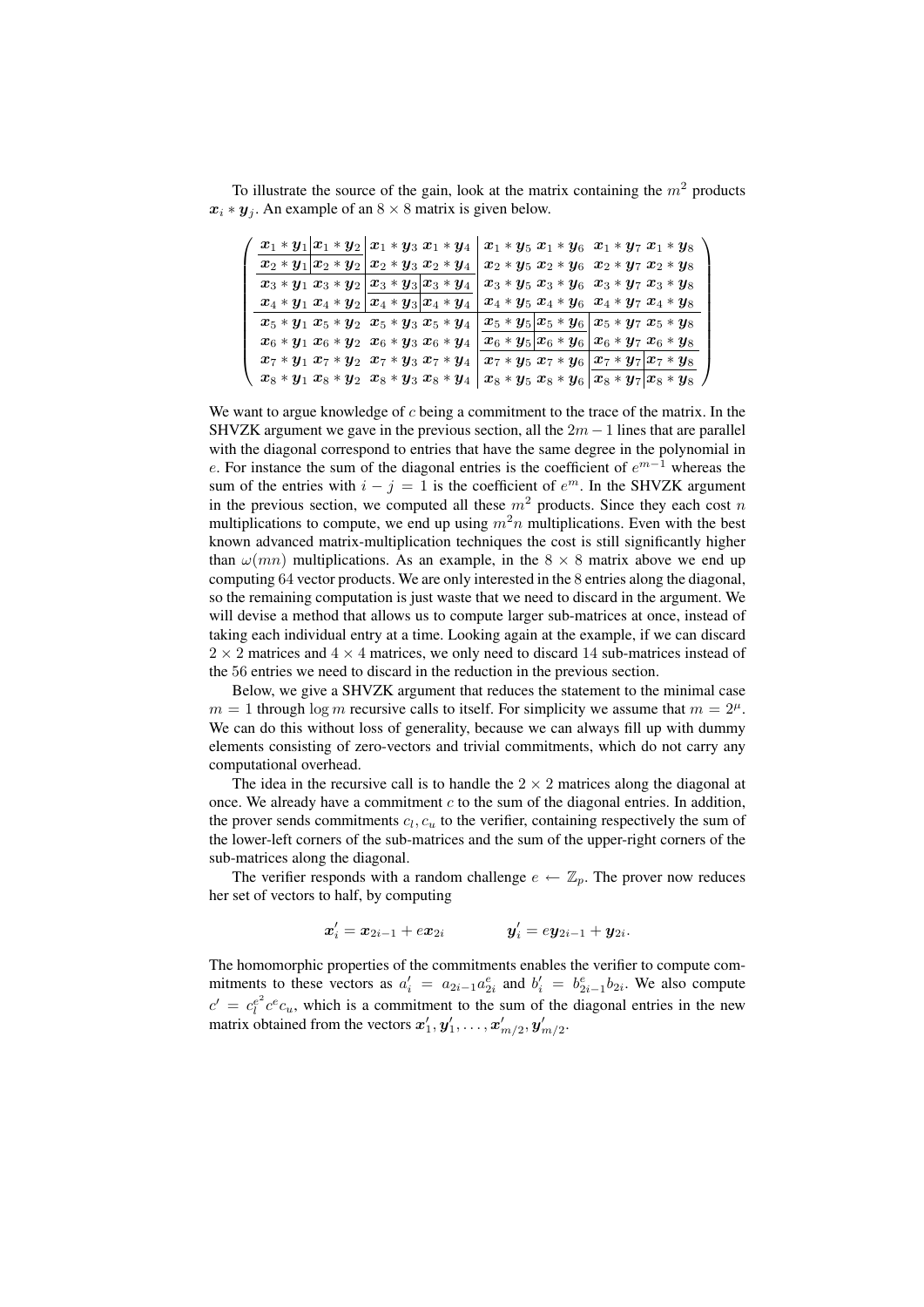To illustrate the source of the gain, look at the matrix containing the $m^2$ products $\boldsymbol{x}_i * \boldsymbol{y}_j$. An example of an $8 \times 8$ matrix is given below.

$$
\left(\begin{array}{cc|cc|cc|cc}
\boldsymbol{x}_1 * \boldsymbol{y}_1 & \boldsymbol{x}_1 * \boldsymbol{y}_2 & \boldsymbol{x}_1 * \boldsymbol{y}_3 & \boldsymbol{x}_1 * \boldsymbol{y}_4 & \boldsymbol{x}_1 * \boldsymbol{y}_5 & \boldsymbol{x}_1 * \boldsymbol{y}_6 & \boldsymbol{x}_1 * \boldsymbol{y}_7 & \boldsymbol{x}_1 * \boldsymbol{y}_8 \\
\boldsymbol{x}_2 * \boldsymbol{y}_1 & \boldsymbol{x}_2 * \boldsymbol{y}_2 & \boldsymbol{x}_2 * \boldsymbol{y}_3 & \boldsymbol{x}_2 * \boldsymbol{y}_4 & \boldsymbol{x}_2 * \boldsymbol{y}_5 & \boldsymbol{x}_2 * \boldsymbol{y}_6 & \boldsymbol{x}_2 * \boldsymbol{y}_7 & \boldsymbol{x}_2 * \boldsymbol{y}_8 \\
\hline
\boldsymbol{x}_3 * \boldsymbol{y}_1 & \boldsymbol{x}_3 * \boldsymbol{y}_2 & \boldsymbol{x}_3 * \boldsymbol{y}_3 & \boldsymbol{x}_3 * \boldsymbol{y}_4 & \boldsymbol{x}_3 * \boldsymbol{y}_5 & \boldsymbol{x}_3 * \boldsymbol{y}_6 & \boldsymbol{x}_3 * \boldsymbol{y}_7 & \boldsymbol{x}_3 * \boldsymbol{y}_8 \\
\boldsymbol{x}_4 * \boldsymbol{y}_1 & \boldsymbol{x}_4 * \boldsymbol{y}_2 & \boldsymbol{x}_4 * \boldsymbol{y}_3 & \boldsymbol{x}_4 * \boldsymbol{y}_4 & \boldsymbol{x}_4 * \boldsymbol{y}_5 & \boldsymbol{x}_4 * \boldsymbol{y}_6 & \boldsymbol{x}_4 * \boldsymbol{y}_7 & \boldsymbol{x}_4 * \boldsymbol{y}_8 \\
\hline
\boldsymbol{x}_5 * \boldsymbol{y}_1 & \boldsymbol{x}_5 * \boldsymbol{y}_2 & \boldsymbol{x}_5 * \boldsymbol{y}_3 & \boldsymbol{x}_5 * \boldsymbol{y}_4 & \boldsymbol{x}_5 * \boldsymbol{y}_5 & \boldsymbol{x}_5 * \boldsymbol{y}_6 & \boldsymbol{x}_5 * \boldsymbol{y}_7 & \boldsymbol{x}_5 * \boldsymbol{y}_8 \\
\boldsymbol{x}_6 * \boldsymbol{y}_1 & \boldsymbol{x}_6 * \boldsymbol{y}_2 & \boldsymbol{x}_6 * \boldsymbol{y}_3 & \boldsymbol{x}_6 * \boldsymbol{y}_4 & \boldsymbol{x}_6 * \boldsymbol{y}_5 & \boldsymbol{x}_6 * \boldsymbol{y}_6 & \boldsymbol{x}_6 * \boldsymbol{y}_7 & \boldsymbol{x}_6 * \boldsymbol{y}_8 \\
\hline
\boldsymbol{x}_7 * \boldsymbol{y}_1 & \boldsymbol{x}_7 * \boldsymbol{y}_2 & \boldsymbol{x}_7 * \boldsymbol{y}_3 & \boldsymbol{x}_7 * \boldsymbol{y}_4 & \boldsymbol{x}_7 * \boldsymbol{y}_5 & \boldsymbol{x}_7 * \boldsymbol{y}_6 & \boldsymbol{x}_7 * \boldsymbol{y}_7 & \boldsymbol{x}_7 * \boldsymbol{y}_8 \\
\boldsymbol{x}_8 * \boldsymbol{y}_1 & \boldsymbol{x}_8 * \boldsymbol{y}_2 & \boldsymbol{x}_8 * \boldsymbol{y}_3 & \boldsymbol{x}_8 * \boldsymbol{y}_4 & \boldsymbol{x}_8 * \boldsymbol{y}_5 & \boldsymbol{x}_8 * \boldsymbol{y}_6 & \boldsymbol{x}_8 * \boldsymbol{y}_7 & \boldsymbol{x}_8 * \boldsymbol{y}_8
\end{array}\right)
$$

We want to argue knowledge of $c$ being a commitment to the trace of the matrix. In the SHVZK argument we gave in the previous section, all the $2m-1$ lines that are parallel with the diagonal correspond to entries that have the same degree in the polynomial in $e$. For instance the sum of the diagonal entries is the coefficient of $e^{m-1}$ whereas the sum of the entries with $i-j=1$ is the coefficient of $e^m$. In the SHVZK argument in the previous section, we computed all these $m^2$ products. Since they each cost $n$ multiplications to compute, we end up using $m^2n$ multiplications. Even with the best known advanced matrix-multiplication techniques the cost is still significantly higher than $\omega(mn)$ multiplications. As an example, in the $8 \times 8$ matrix above we end up computing $64$ vector products. We are only interested in the $8$ entries along the diagonal, so the remaining computation is just waste that we need to discard in the argument. We will devise a method that allows us to compute larger sub-matrices at once, instead of taking each individual entry at a time. Looking again at the example, if we can discard $2 \times 2$ matrices and $4 \times 4$ matrices, we only need to discard $14$ sub-matrices instead of the $56$ entries we need to discard in the reduction in the previous section.

Below, we give a SHVZK argument that reduces the statement to the minimal case $m = 1$ through $\log m$ recursive calls to itself. For simplicity we assume that $m = 2^\mu$. We can do this without loss of generality, because we can always fill up with dummy elements consisting of zero-vectors and trivial commitments, which do not carry any computational overhead.

The idea in the recursive call is to handle the $2 \times 2$ matrices along the diagonal at once. We already have a commitment $c$ to the sum of the diagonal entries. In addition, the prover sends commitments $c_l, c_u$ to the verifier, containing respectively the sum of the lower-left corners of the sub-matrices and the sum of the upper-right corners of the sub-matrices along the diagonal.

The verifier responds with a random challenge $e \leftarrow \mathbb{Z}_p$. The prover now reduces her set of vectors to half, by computing

$$\boldsymbol{x}'_i = \boldsymbol{x}_{2i-1} + e\boldsymbol{x}_{2i} \qquad\qquad \boldsymbol{y}'_i = e\boldsymbol{y}_{2i-1} + \boldsymbol{y}_{2i}.$$

The homomorphic properties of the commitments enables the verifier to compute commitments to these vectors as $a'_i = a_{2i-1}a^e_{2i}$ and $b'_i = b^e_{2i-1}b_{2i}$. We also compute $c' = c_l^{e^2}c^e c_u$, which is a commitment to the sum of the diagonal entries in the new matrix obtained from the vectors $\boldsymbol{x}'_1, \boldsymbol{y}'_1, \ldots, \boldsymbol{x}'_{m/2}, \boldsymbol{y}'_{m/2}$.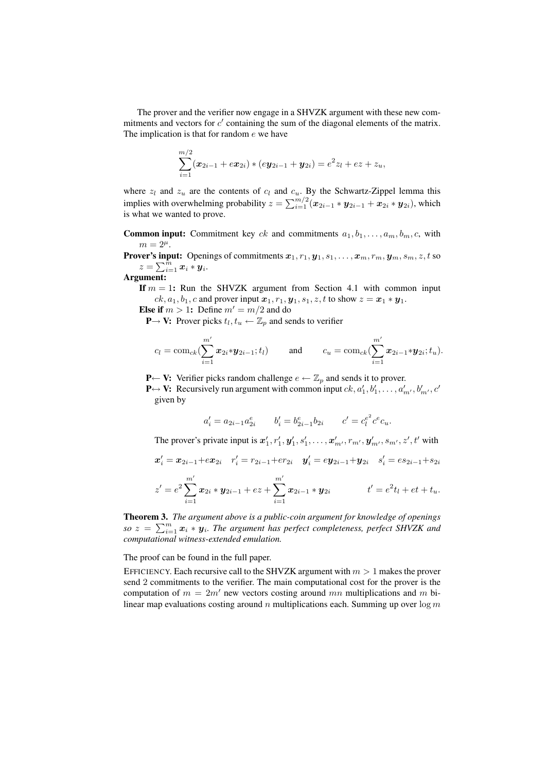The prover and the verifier now engage in a SHVZK argument with these new commitments and vectors for $c'$ containing the sum of the diagonal elements of the matrix. The implication is that for random $e$ we have

$$\sum_{i=1}^{m/2} (\boldsymbol{x}_{2i-1} + e\boldsymbol{x}_{2i}) * (e\boldsymbol{y}_{2i-1} + \boldsymbol{y}_{2i}) = e^2 z_l + ez + z_u,$$

where $z_l$ and $z_u$ are the contents of $c_l$ and $c_u$. By the Schwartz-Zippel lemma this implies with overwhelming probability $z = \sum_{i=1}^{m/2}(\boldsymbol{x}_{2i-1} * \boldsymbol{y}_{2i-1} + \boldsymbol{x}_{2i} * \boldsymbol{y}_{2i})$, which is what we wanted to prove.

**Common input:** Commitment key $ck$ and commitments $a_1, b_1, \ldots, a_m, b_m, c$, with $m = 2^\mu$.

**Prover's input:** Openings of commitments $\boldsymbol{x}_1, r_1, \boldsymbol{y}_1, s_1, \ldots, \boldsymbol{x}_m, r_m, \boldsymbol{y}_m, s_m, z, t$ so $z = \sum_{i=1}^{m} \boldsymbol{x}_i * \boldsymbol{y}_i$.

**Argument:**

**If** $m = 1$**:** Run the SHVZK argument from Section 4.1 with common input $ck, a_1, b_1, c$ and prover input $\boldsymbol{x}_1, r_1, \boldsymbol{y}_1, s_1, z, t$ to show $z = \boldsymbol{x}_1 * \boldsymbol{y}_1$.

**Else if** $m > 1$**:** Define $m' = m/2$ and do

**P→ V:** Prover picks $t_l, t_u \leftarrow \mathbb{Z}_p$ and sends to verifier

$$c_l = \text{com}_{ck}(\sum_{i=1}^{m'} \boldsymbol{x}_{2i} * \boldsymbol{y}_{2i-1}; t_l) \qquad \text{and} \qquad c_u = \text{com}_{ck}(\sum_{i=1}^{m'} \boldsymbol{x}_{2i-1} * \boldsymbol{y}_{2i}; t_u).$$

**P← V:** Verifier picks random challenge $e \leftarrow \mathbb{Z}_p$ and sends it to prover.

**P↔ V:** Recursively run argument with common input $ck, a'_1, b'_1, \ldots, a'_{m'}, b'_{m'}, c'$ given by

$$a'_i = a_{2i-1} a_{2i}^e \qquad b'_i = b_{2i-1}^e b_{2i} \qquad c' = c_l^{e^2} c^e c_u.$$

The prover's private input is $\boldsymbol{x}'_1, r'_1, \boldsymbol{y}'_1, s'_1, \ldots, \boldsymbol{x}'_{m'}, r_{m'}, \boldsymbol{y}'_{m'}, s_{m'}, z', t'$ with

$$\boldsymbol{x}'_i = \boldsymbol{x}_{2i-1} + e\boldsymbol{x}_{2i} \quad r'_i = r_{2i-1} + er_{2i} \quad \boldsymbol{y}'_i = e\boldsymbol{y}_{2i-1} + \boldsymbol{y}_{2i} \quad s'_i = es_{2i-1} + s_{2i}$$

$$z' = e^2 \sum_{i=1}^{m'} \boldsymbol{x}_{2i} * \boldsymbol{y}_{2i-1} + ez + \sum_{i=1}^{m'} \boldsymbol{x}_{2i-1} * \boldsymbol{y}_{2i} \qquad\qquad t' = e^2 t_l + et + t_u.$$

**Theorem 3.** *The argument above is a public-coin argument for knowledge of openings so $z = \sum_{i=1}^{m} \boldsymbol{x}_i * \boldsymbol{y}_i$. The argument has perfect completeness, perfect SHVZK and computational witness-extended emulation.*

The proof can be found in the full paper.

EFFICIENCY. Each recursive call to the SHVZK argument with $m > 1$ makes the prover send 2 commitments to the verifier. The main computational cost for the prover is the computation of $m = 2m'$ new vectors costing around $mn$ multiplications and $m$ bilinear map evaluations costing around $n$ multiplications each. Summing up over $\log m$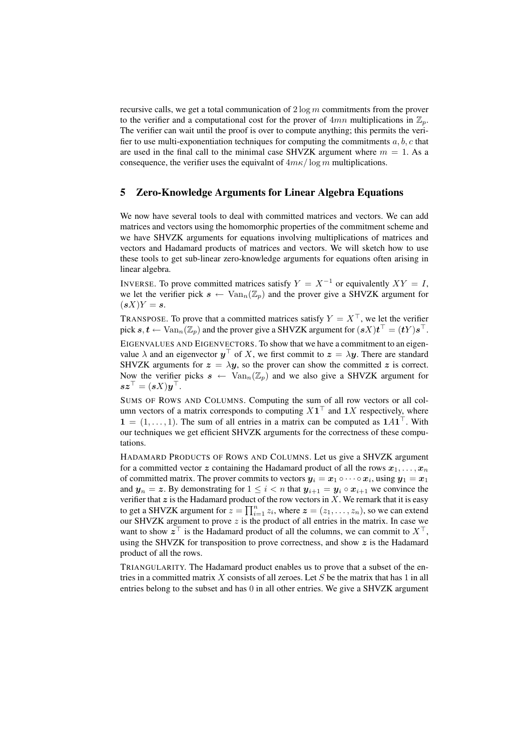recursive calls, we get a total communication of $2\log m$ commitments from the prover to the verifier and a computational cost for the prover of $4mn$ multiplications in $\mathbb{Z}_p$. The verifier can wait until the proof is over to compute anything; this permits the verifier to use multi-exponentiation techniques for computing the commitments $a, b, c$ that are used in the final call to the minimal case SHVZK argument where $m = 1$. As a consequence, the verifier uses the equivalnt of $4m\kappa/\log m$ multiplications.

## 5 Zero-Knowledge Arguments for Linear Algebra Equations

We now have several tools to deal with committed matrices and vectors. We can add matrices and vectors using the homomorphic properties of the commitment scheme and we have SHVZK arguments for equations involving multiplications of matrices and vectors and Hadamard products of matrices and vectors. We will sketch how to use these tools to get sub-linear zero-knowledge arguments for equations often arising in linear algebra.

INVERSE. To prove committed matrices satisfy $Y = X^{-1}$ or equivalently $XY = I$, we let the verifier pick $\boldsymbol{s} \leftarrow \mathrm{Van}_n(\mathbb{Z}_p)$ and the prover give a SHVZK argument for $(\boldsymbol{s}X)Y = \boldsymbol{s}$.

TRANSPOSE. To prove that a committed matrices satisfy $Y = X^\top$, we let the verifier pick $\boldsymbol{s}, \boldsymbol{t} \leftarrow \mathrm{Van}_n(\mathbb{Z}_p)$ and the prover give a SHVZK argument for $(\boldsymbol{s}X)\boldsymbol{t}^\top = (\boldsymbol{t}Y)\boldsymbol{s}^\top$.

EIGENVALUES AND EIGENVECTORS. To show that we have a commitment to an eigenvalue $\lambda$ and an eigenvector $\boldsymbol{y}^\top$ of $X$, we first commit to $\boldsymbol{z} = \lambda\boldsymbol{y}$. There are standard SHVZK arguments for $\boldsymbol{z} = \lambda\boldsymbol{y}$, so the prover can show the committed $\boldsymbol{z}$ is correct. Now the verifier picks $\boldsymbol{s} \leftarrow \mathrm{Van}_n(\mathbb{Z}_p)$ and we also give a SHVZK argument for $\boldsymbol{s}\boldsymbol{z}^\top = (\boldsymbol{s}X)\boldsymbol{y}^\top$.

SUMS OF ROWS AND COLUMNS. Computing the sum of all row vectors or all column vectors of a matrix corresponds to computing $X\boldsymbol{1}^\top$ and $\boldsymbol{1}X$ respectively, where $\boldsymbol{1} = (1, \ldots, 1)$. The sum of all entries in a matrix can be computed as $\boldsymbol{1}A\boldsymbol{1}^\top$. With our techniques we get efficient SHVZK arguments for the correctness of these computations.

HADAMARD PRODUCTS OF ROWS AND COLUMNS. Let us give a SHVZK argument for a committed vector $\boldsymbol{z}$ containing the Hadamard product of all the rows $\boldsymbol{x}_1, \ldots, \boldsymbol{x}_n$ of committed matrix. The prover commits to vectors $\boldsymbol{y}_i = \boldsymbol{x}_1 \circ \cdots \circ \boldsymbol{x}_i$, using $\boldsymbol{y}_1 = \boldsymbol{x}_1$ and $\boldsymbol{y}_n = \boldsymbol{z}$. By demonstrating for $1 \leq i < n$ that $\boldsymbol{y}_{i+1} = \boldsymbol{y}_i \circ \boldsymbol{x}_{i+1}$ we convince the verifier that $\boldsymbol{z}$ is the Hadamard product of the row vectors in $X$. We remark that it is easy to get a SHVZK argument for $z = \prod_{i=1}^n z_i$, where $\boldsymbol{z} = (z_1, \ldots, z_n)$, so we can extend our SHVZK argument to prove $z$ is the product of all entries in the matrix. In case we want to show $\boldsymbol{z}^\top$ is the Hadamard product of all the columns, we can commit to $X^\top$, using the SHVZK for transposition to prove correctness, and show $\boldsymbol{z}$ is the Hadamard product of all the rows.

TRIANGULARITY. The Hadamard product enables us to prove that a subset of the entries in a committed matrix $X$ consists of all zeroes. Let $S$ be the matrix that has 1 in all entries belong to the subset and has 0 in all other entries. We give a SHVZK argument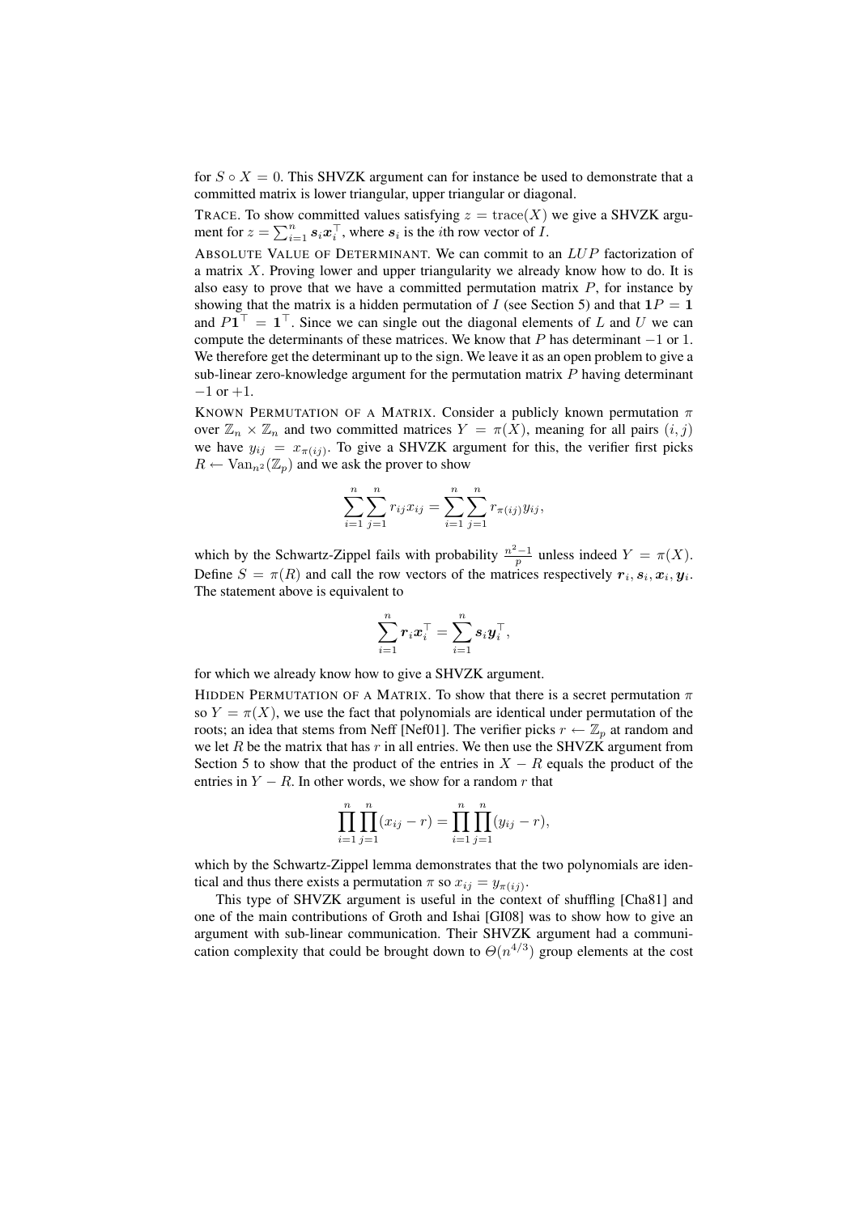for $S \circ X = 0$. This SHVZK argument can for instance be used to demonstrate that a committed matrix is lower triangular, upper triangular or diagonal.

TRACE. To show committed values satisfying $z = \text{trace}(X)$ we give a SHVZK argument for $z = \sum_{i=1}^{n} \boldsymbol{s}_i \boldsymbol{x}_i^\top$, where $\boldsymbol{s}_i$ is the $i$th row vector of $I$.

ABSOLUTE VALUE OF DETERMINANT. We can commit to an $LUP$ factorization of a matrix $X$. Proving lower and upper triangularity we already know how to do. It is also easy to prove that we have a committed permutation matrix $P$, for instance by showing that the matrix is a hidden permutation of $I$ (see Section 5) and that $\mathbf{1}P = \mathbf{1}$ and $P\mathbf{1}^\top = \mathbf{1}^\top$. Since we can single out the diagonal elements of $L$ and $U$ we can compute the determinants of these matrices. We know that $P$ has determinant $-1$ or 1. We therefore get the determinant up to the sign. We leave it as an open problem to give a sub-linear zero-knowledge argument for the permutation matrix $P$ having determinant $-1$ or $+1$.

KNOWN PERMUTATION OF A MATRIX. Consider a publicly known permutation $\pi$ over $\mathbb{Z}_n \times \mathbb{Z}_n$ and two committed matrices $Y = \pi(X)$, meaning for all pairs $(i, j)$ we have $y_{ij} = x_{\pi(ij)}$. To give a SHVZK argument for this, the verifier first picks $R \leftarrow \text{Van}_{n^2}(\mathbb{Z}_p)$ and we ask the prover to show

$$\sum_{i=1}^{n} \sum_{j=1}^{n} r_{ij} x_{ij} = \sum_{i=1}^{n} \sum_{j=1}^{n} r_{\pi(ij)} y_{ij},$$

which by the Schwartz-Zippel fails with probability $\frac{n^2-1}{p}$ unless indeed $Y = \pi(X)$. Define $S = \pi(R)$ and call the row vectors of the matrices respectively $\boldsymbol{r}_i, \boldsymbol{s}_i, \boldsymbol{x}_i, \boldsymbol{y}_i$. The statement above is equivalent to

$$\sum_{i=1}^{n} \boldsymbol{r}_i \boldsymbol{x}_i^\top = \sum_{i=1}^{n} \boldsymbol{s}_i \boldsymbol{y}_i^\top,$$

for which we already know how to give a SHVZK argument.

HIDDEN PERMUTATION OF A MATRIX. To show that there is a secret permutation $\pi$ so $Y = \pi(X)$, we use the fact that polynomials are identical under permutation of the roots; an idea that stems from Neff [Nef01]. The verifier picks $r \leftarrow \mathbb{Z}_p$ at random and we let $R$ be the matrix that has $r$ in all entries. We then use the SHVZK argument from Section 5 to show that the product of the entries in $X - R$ equals the product of the entries in $Y - R$. In other words, we show for a random $r$ that

$$\prod_{i=1}^{n} \prod_{j=1}^{n} (x_{ij} - r) = \prod_{i=1}^{n} \prod_{j=1}^{n} (y_{ij} - r),$$

which by the Schwartz-Zippel lemma demonstrates that the two polynomials are identical and thus there exists a permutation $\pi$ so $x_{ij} = y_{\pi(ij)}$.

This type of SHVZK argument is useful in the context of shuffling [Cha81] and one of the main contributions of Groth and Ishai [GI08] was to show how to give an argument with sub-linear communication. Their SHVZK argument had a communication complexity that could be brought down to $\Theta(n^{4/3})$ group elements at the cost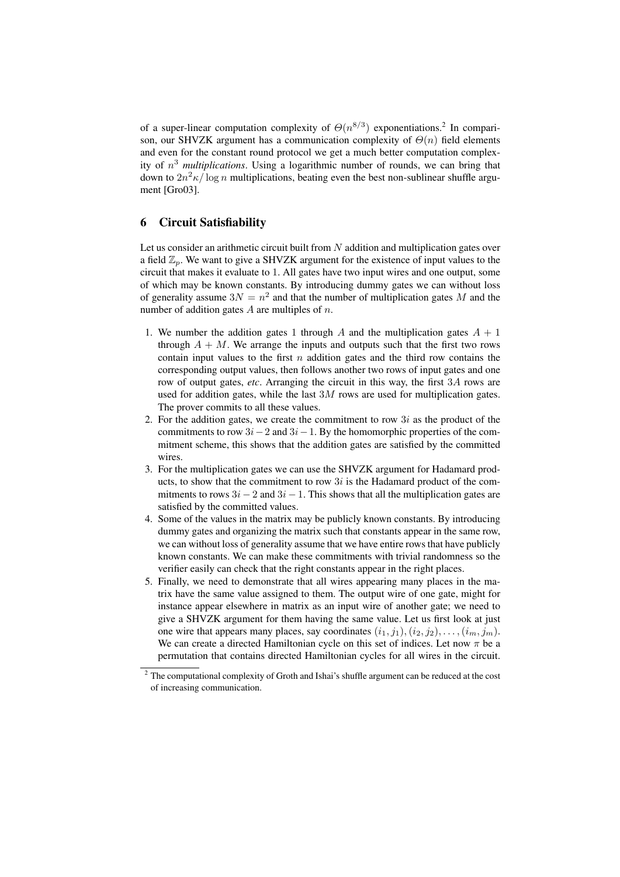of a super-linear computation complexity of $\Theta(n^{8/3})$ exponentiations.[2] In comparison, our SHVZK argument has a communication complexity of $\Theta(n)$ field elements and even for the constant round protocol we get a much better computation complexity of $n^3$ *multiplications*. Using a logarithmic number of rounds, we can bring that down to $2n^2\kappa/\log n$ multiplications, beating even the best non-sublinear shuffle argument [Gro03].

## 6 Circuit Satisfiability

Let us consider an arithmetic circuit built from $N$ addition and multiplication gates over a field $\mathbb{Z}_p$. We want to give a SHVZK argument for the existence of input values to the circuit that makes it evaluate to 1. All gates have two input wires and one output, some of which may be known constants. By introducing dummy gates we can without loss of generality assume $3N = n^2$ and that the number of multiplication gates $M$ and the number of addition gates $A$ are multiples of $n$.

1. We number the addition gates 1 through $A$ and the multiplication gates $A + 1$ through $A + M$. We arrange the inputs and outputs such that the first two rows contain input values to the first $n$ addition gates and the third row contains the corresponding output values, then follows another two rows of input gates and one row of output gates, *etc*. Arranging the circuit in this way, the first $3A$ rows are used for addition gates, while the last $3M$ rows are used for multiplication gates. The prover commits to all these values.
2. For the addition gates, we create the commitment to row $3i$ as the product of the commitments to row $3i-2$ and $3i-1$. By the homomorphic properties of the commitment scheme, this shows that the addition gates are satisfied by the committed wires.
3. For the multiplication gates we can use the SHVZK argument for Hadamard products, to show that the commitment to row $3i$ is the Hadamard product of the commitments to rows $3i-2$ and $3i-1$. This shows that all the multiplication gates are satisfied by the committed values.
4. Some of the values in the matrix may be publicly known constants. By introducing dummy gates and organizing the matrix such that constants appear in the same row, we can without loss of generality assume that we have entire rows that have publicly known constants. We can make these commitments with trivial randomness so the verifier easily can check that the right constants appear in the right places.
5. Finally, we need to demonstrate that all wires appearing many places in the matrix have the same value assigned to them. The output wire of one gate, might for instance appear elsewhere in matrix as an input wire of another gate; we need to give a SHVZK argument for them having the same value. Let us first look at just one wire that appears many places, say coordinates $(i_1, j_1), (i_2, j_2), \ldots, (i_m, j_m)$. We can create a directed Hamiltonian cycle on this set of indices. Let now $\pi$ be a permutation that contains directed Hamiltonian cycles for all wires in the circuit.

[2] The computational complexity of Groth and Ishai's shuffle argument can be reduced at the cost of increasing communication.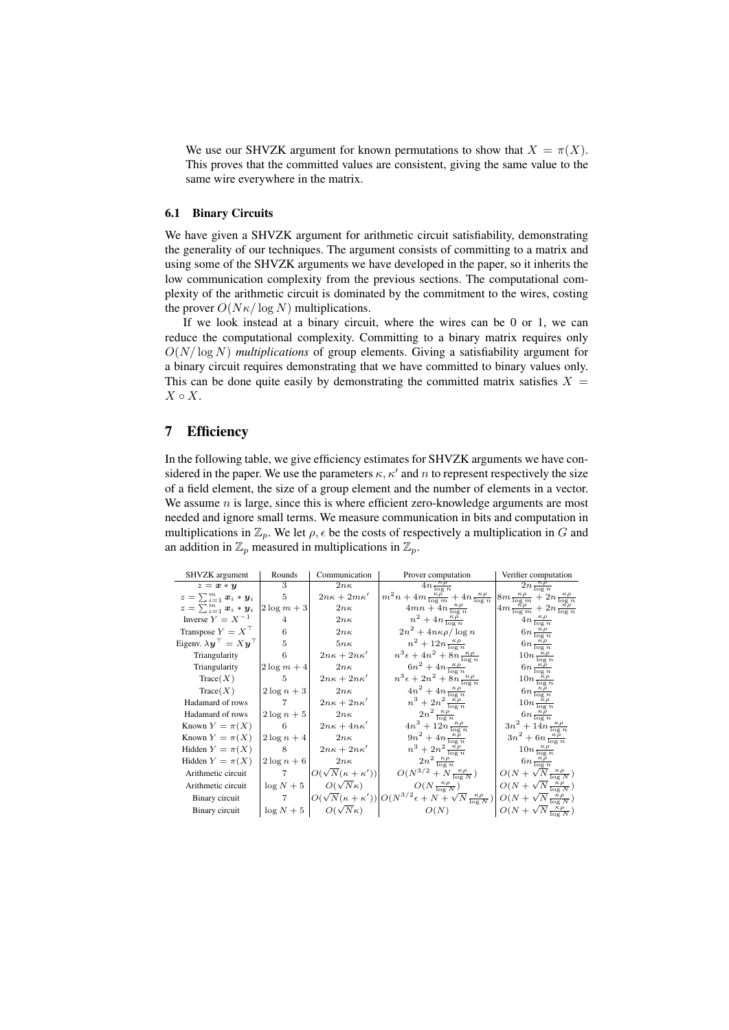We use our SHVZK argument for known permutations to show that $X = \pi(X)$. This proves that the committed values are consistent, giving the same value to the same wire everywhere in the matrix.

### 6.1 Binary Circuits

We have given a SHVZK argument for arithmetic circuit satisfiability, demonstrating the generality of our techniques. The argument consists of committing to a matrix and using some of the SHVZK arguments we have developed in the paper, so it inherits the low communication complexity from the previous sections. The computational complexity of the arithmetic circuit is dominated by the commitment to the wires, costing the prover $O(N\kappa/\log N)$ multiplications.

If we look instead at a binary circuit, where the wires can be 0 or 1, we can reduce the computational complexity. Committing to a binary matrix requires only $O(N/\log N)$ *multiplications* of group elements. Giving a satisfiability argument for a binary circuit requires demonstrating that we have committed to binary values only. This can be done quite easily by demonstrating the committed matrix satisfies $X = X \circ X$.

## 7 Efficiency

In the following table, we give efficiency estimates for SHVZK arguments we have considered in the paper. We use the parameters $\kappa$, $\kappa'$ and $n$ to represent respectively the size of a field element, the size of a group element and the number of elements in a vector. We assume $n$ is large, since this is where efficient zero-knowledge arguments are most needed and ignore small terms. We measure communication in bits and computation in multiplications in $\mathbb{Z}_p$. We let $\rho, \epsilon$ be the costs of respectively a multiplication in $G$ and an addition in $\mathbb{Z}_p$ measured in multiplications in $\mathbb{Z}_p$.

| SHVZK argument | Rounds | Communication | Prover computation | Verifier computation |
|---|---|---|---|---|
| $z = \boldsymbol{x} * \boldsymbol{y}$ | 3 | $2n\kappa$ | $4n\frac{\kappa\rho}{\log n}$ | $2n\frac{\kappa\rho}{\log n}$ |
| $z = \sum_{i=1}^{m} \boldsymbol{x}_i * \boldsymbol{y}_i$ | 5 | $2n\kappa + 2m\kappa'$ | $m^2 n + 4m\frac{\kappa\rho}{\log m} + 4n\frac{\kappa\rho}{\log n}$ | $8m\frac{\kappa\rho}{\log m} + 2n\frac{\kappa\rho}{\log n}$ |
| $z = \sum_{i=1}^{m} \boldsymbol{x}_i * \boldsymbol{y}_i$ | $2\log m + 3$ | $2n\kappa$ | $4mn + 4n\frac{\kappa\rho}{\log n}$ | $4m\frac{\kappa\rho}{\log m} + 2n\frac{\kappa\rho}{\log n}$ |
| Inverse $Y = X^{-1}$ | 4 | $2n\kappa$ | $n^2 + 4n\frac{\kappa\rho}{\log n}$ | $4n\frac{\kappa\rho}{\log n}$ |
| Transpose $Y = X^\top$ | 6 | $2n\kappa$ | $2n^2 + 4n\kappa\rho/\log n$ | $6n\frac{\kappa\rho}{\log n}$ |
| Eigenv. $\lambda\boldsymbol{y}^\top = X\boldsymbol{y}^\top$ | 5 | $5n\kappa$ | $n^2 + 12n\frac{\kappa\rho}{\log n}$ | $6n\frac{\kappa\rho}{\log n}$ |
| Triangularity | 6 | $2n\kappa + 2n\kappa'$ | $n^3\epsilon + 4n^2 + 8n\frac{\kappa\rho}{\log n}$ | $10n\frac{\kappa\rho}{\log n}$ |
| Triangularity | $2\log m + 4$ | $2n\kappa$ | $6n^2 + 4n\frac{\kappa\rho}{\log n}$ | $6n\frac{\kappa\rho}{\log n}$ |
| Trace$(X)$ | 5 | $2n\kappa + 2n\kappa'$ | $n^3\epsilon + 2n^2 + 8n\frac{\kappa\rho}{\log n}$ | $10n\frac{\kappa\rho}{\log n}$ |
| Trace$(X)$ | $2\log n + 3$ | $2n\kappa$ | $4n^2 + 4n\frac{\kappa\rho}{\log n}$ | $6n\frac{\kappa\rho}{\log n}$ |
| Hadamard of rows | 7 | $2n\kappa + 2n\kappa'$ | $n^3 + 2n^2\frac{\kappa\rho}{\log n}$ | $10n\frac{\kappa\rho}{\log n}$ |
| Hadamard of rows | $2\log n + 5$ | $2n\kappa$ | $2n^2\frac{\kappa\rho}{\log n}$ | $6n\frac{\kappa\rho}{\log n}$ |
| Known $Y = \pi(X)$ | 6 | $2n\kappa + 4n\kappa'$ | $4n^3 + 12n\frac{\kappa\rho}{\log n}$ | $3n^2 + 14n\frac{\kappa\rho}{\log n}$ |
| Known $Y = \pi(X)$ | $2\log n + 4$ | $2n\kappa$ | $9n^2 + 4n\frac{\kappa\rho}{\log n}$ | $3n^2 + 6n\frac{\kappa\rho}{\log n}$ |
| Hidden $Y = \pi(X)$ | 8 | $2n\kappa + 2n\kappa'$ | $n^3 + 2n^2\frac{\kappa\rho}{\log n}$ | $10n\frac{\kappa\rho}{\log n}$ |
| Hidden $Y = \pi(X)$ | $2\log n + 6$ | $2n\kappa$ | $2n^2\frac{\kappa\rho}{\log n}$ | $6n\frac{\kappa\rho}{\log n}$ |
| Arithmetic circuit | 7 | $O(\sqrt{N}(\kappa + \kappa'))$ | $O(N^{3/2} + N\frac{\kappa\rho}{\log N})$ | $O(N + \sqrt{N}\frac{\kappa\rho}{\log N})$ |
| Arithmetic circuit | $\log N + 5$ | $O(\sqrt{N}\kappa)$ | $O(N\frac{\kappa\rho}{\log N})$ | $O(N + \sqrt{N}\frac{\kappa\rho}{\log N})$ |
| Binary circuit | 7 | $O(\sqrt{N}(\kappa + \kappa'))$ | $O(N^{3/2}\epsilon + N + \sqrt{N}\frac{\kappa\rho}{\log N})$ | $O(N + \sqrt{N}\frac{\kappa\rho}{\log N})$ |
| Binary circuit | $\log N + 5$ | $O(\sqrt{N}\kappa)$ | $O(N)$ | $O(N + \sqrt{N}\frac{\kappa\rho}{\log N})$ |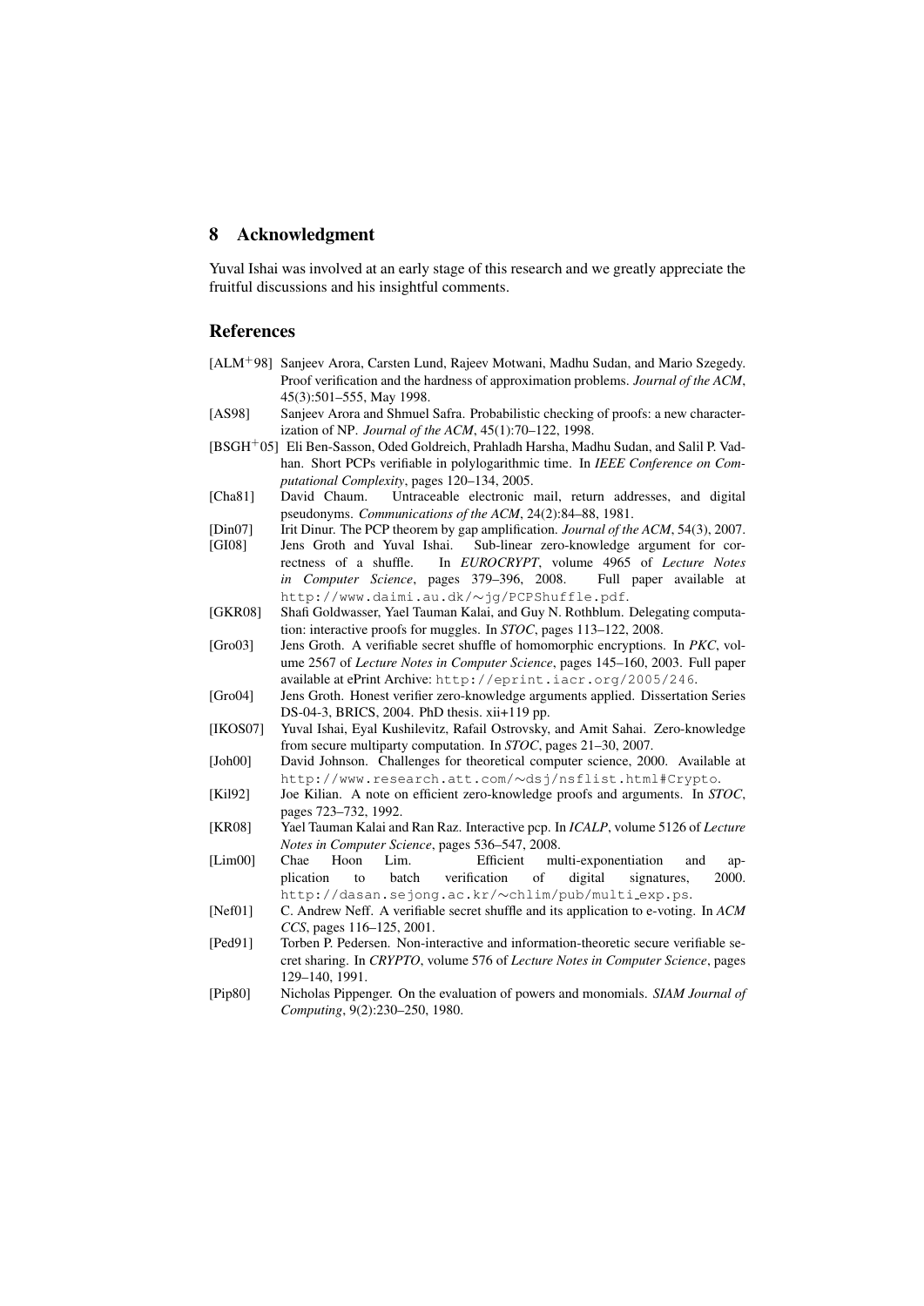## 8 Acknowledgment

Yuval Ishai was involved at an early stage of this research and we greatly appreciate the fruitful discussions and his insightful comments.

## References

[ALM+98] Sanjeev Arora, Carsten Lund, Rajeev Motwani, Madhu Sudan, and Mario Szegedy. Proof verification and the hardness of approximation problems. *Journal of the ACM*, 45(3):501–555, May 1998.

[AS98] Sanjeev Arora and Shmuel Safra. Probabilistic checking of proofs: a new characterization of NP. *Journal of the ACM*, 45(1):70–122, 1998.

[BSGH+05] Eli Ben-Sasson, Oded Goldreich, Prahladh Harsha, Madhu Sudan, and Salil P. Vadhan. Short PCPs verifiable in polylogarithmic time. In *IEEE Conference on Computational Complexity*, pages 120–134, 2005.

[Cha81] David Chaum. Untraceable electronic mail, return addresses, and digital pseudonyms. *Communications of the ACM*, 24(2):84–88, 1981.

[Din07] Irit Dinur. The PCP theorem by gap amplification. *Journal of the ACM*, 54(3), 2007.

[GI08] Jens Groth and Yuval Ishai. Sub-linear zero-knowledge argument for correctness of a shuffle. In *EUROCRYPT*, volume 4965 of *Lecture Notes in Computer Science*, pages 379–396, 2008. Full paper available at `http://www.daimi.au.dk/~jg/PCPShuffle.pdf`.

[GKR08] Shafi Goldwasser, Yael Tauman Kalai, and Guy N. Rothblum. Delegating computation: interactive proofs for muggles. In *STOC*, pages 113–122, 2008.

[Gro03] Jens Groth. A verifiable secret shuffle of homomorphic encryptions. In *PKC*, volume 2567 of *Lecture Notes in Computer Science*, pages 145–160, 2003. Full paper available at ePrint Archive: `http://eprint.iacr.org/2005/246`.

[Gro04] Jens Groth. Honest verifier zero-knowledge arguments applied. Dissertation Series DS-04-3, BRICS, 2004. PhD thesis. xii+119 pp.

[IKOS07] Yuval Ishai, Eyal Kushilevitz, Rafail Ostrovsky, and Amit Sahai. Zero-knowledge from secure multiparty computation. In *STOC*, pages 21–30, 2007.

[Joh00] David Johnson. Challenges for theoretical computer science, 2000. Available at `http://www.research.att.com/~dsj/nsflist.html#Crypto`.

[Kil92] Joe Kilian. A note on efficient zero-knowledge proofs and arguments. In *STOC*, pages 723–732, 1992.

[KR08] Yael Tauman Kalai and Ran Raz. Interactive pcp. In *ICALP*, volume 5126 of *Lecture Notes in Computer Science*, pages 536–547, 2008.

[Lim00] Chae Hoon Lim. Efficient multi-exponentiation and application to batch verification of digital signatures, 2000. `http://dasan.sejong.ac.kr/~chlim/pub/multi_exp.ps`.

[Nef01] C. Andrew Neff. A verifiable secret shuffle and its application to e-voting. In *ACM CCS*, pages 116–125, 2001.

[Ped91] Torben P. Pedersen. Non-interactive and information-theoretic secure verifiable secret sharing. In *CRYPTO*, volume 576 of *Lecture Notes in Computer Science*, pages 129–140, 1991.

[Pip80] Nicholas Pippenger. On the evaluation of powers and monomials. *SIAM Journal of Computing*, 9(2):230–250, 1980.